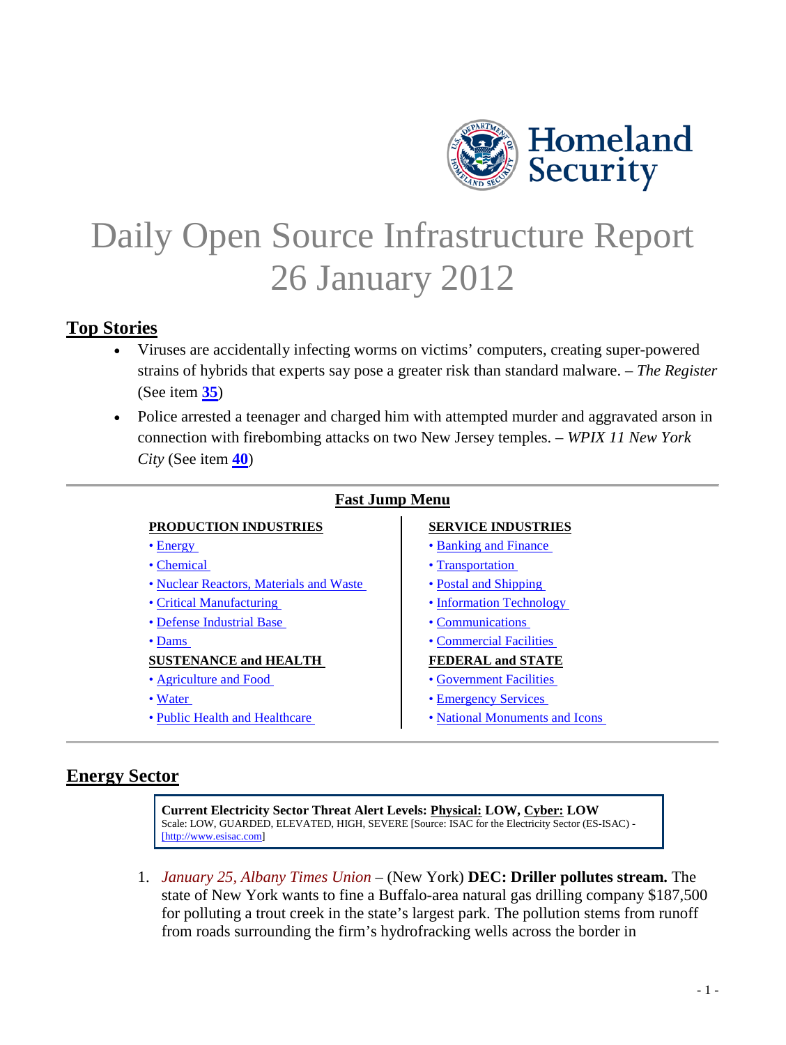# Daily Open Source Infrastructure Report 26 January 2012

## Top Stories

- Viruses are accidentally infecting worms on victims' computers, creating super-powered strains of hybrids that experts say pose a greater risk than standard malware. – *The Register* (See item **35**)
- Police arrested a teenager and charged him with attempted murder and aggravated arson in connection with firebombing attacks on two New Jersey temples. – *WPIX 11 New York City* (See item **40**)

## Fast Jump Menu

**PRODUCTION INDUSTRIES**
- Energy
- Chemical
- Nuclear Reactors, Materials and Waste
- Critical Manufacturing
- Defense Industrial Base
- Dams

**SUSTENANCE and HEALTH**
- Agriculture and Food
- Water
- Public Health and Healthcare

**SERVICE INDUSTRIES**
- Banking and Finance
- Transportation
- Postal and Shipping
- Information Technology
- Communications
- Commercial Facilities

**FEDERAL and STATE**
- Government Facilities
- Emergency Services
- National Monuments and Icons

## Energy Sector

**Current Electricity Sector Threat Alert Levels: Physical: LOW, Cyber: LOW**
Scale: LOW, GUARDED, ELEVATED, HIGH, SEVERE [Source: ISAC for the Electricity Sector (ES-ISAC) - [http://www.esisac.com]

1. *January 25, Albany Times Union* – (New York) **DEC: Driller pollutes stream.** The state of New York wants to fine a Buffalo-area natural gas drilling company $187,500 for polluting a trout creek in the state's largest park. The pollution stems from runoff from roads surrounding the firm's hydrofracking wells across the border in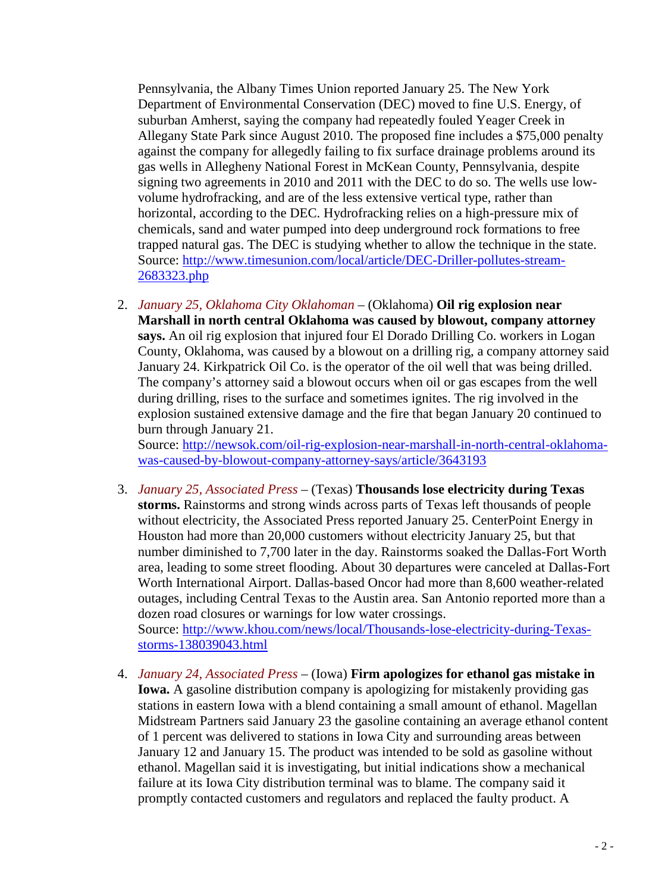Pennsylvania, the Albany Times Union reported January 25. The New York Department of Environmental Conservation (DEC) moved to fine U.S. Energy, of suburban Amherst, saying the company had repeatedly fouled Yeager Creek in Allegany State Park since August 2010. The proposed fine includes a $75,000 penalty against the company for allegedly failing to fix surface drainage problems around its gas wells in Allegheny National Forest in McKean County, Pennsylvania, despite signing two agreements in 2010 and 2011 with the DEC to do so. The wells use low-volume hydrofracking, and are of the less extensive vertical type, rather than horizontal, according to the DEC. Hydrofracking relies on a high-pressure mix of chemicals, sand and water pumped into deep underground rock formations to free trapped natural gas. The DEC is studying whether to allow the technique in the state.
Source: [http://www.timesunion.com/local/article/DEC-Driller-pollutes-stream-2683323.php](http://www.timesunion.com/local/article/DEC-Driller-pollutes-stream-2683323.php)

2. *January 25, Oklahoma City Oklahoman* – (Oklahoma) **Oil rig explosion near Marshall in north central Oklahoma was caused by blowout, company attorney says.** An oil rig explosion that injured four El Dorado Drilling Co. workers in Logan County, Oklahoma, was caused by a blowout on a drilling rig, a company attorney said January 24. Kirkpatrick Oil Co. is the operator of the oil well that was being drilled. The company's attorney said a blowout occurs when oil or gas escapes from the well during drilling, rises to the surface and sometimes ignites. The rig involved in the explosion sustained extensive damage and the fire that began January 20 continued to burn through January 21.
Source: [http://newsok.com/oil-rig-explosion-near-marshall-in-north-central-oklahoma-was-caused-by-blowout-company-attorney-says/article/3643193](http://newsok.com/oil-rig-explosion-near-marshall-in-north-central-oklahoma-was-caused-by-blowout-company-attorney-says/article/3643193)

3. *January 25, Associated Press* – (Texas) **Thousands lose electricity during Texas storms.** Rainstorms and strong winds across parts of Texas left thousands of people without electricity, the Associated Press reported January 25. CenterPoint Energy in Houston had more than 20,000 customers without electricity January 25, but that number diminished to 7,700 later in the day. Rainstorms soaked the Dallas-Fort Worth area, leading to some street flooding. About 30 departures were canceled at Dallas-Fort Worth International Airport. Dallas-based Oncor had more than 8,600 weather-related outages, including Central Texas to the Austin area. San Antonio reported more than a dozen road closures or warnings for low water crossings.
Source: [http://www.khou.com/news/local/Thousands-lose-electricity-during-Texas-storms-138039043.html](http://www.khou.com/news/local/Thousands-lose-electricity-during-Texas-storms-138039043.html)

4. *January 24, Associated Press* – (Iowa) **Firm apologizes for ethanol gas mistake in Iowa.** A gasoline distribution company is apologizing for mistakenly providing gas stations in eastern Iowa with a blend containing a small amount of ethanol. Magellan Midstream Partners said January 23 the gasoline containing an average ethanol content of 1 percent was delivered to stations in Iowa City and surrounding areas between January 12 and January 15. The product was intended to be sold as gasoline without ethanol. Magellan said it is investigating, but initial indications show a mechanical failure at its Iowa City distribution terminal was to blame. The company said it promptly contacted customers and regulators and replaced the faulty product. A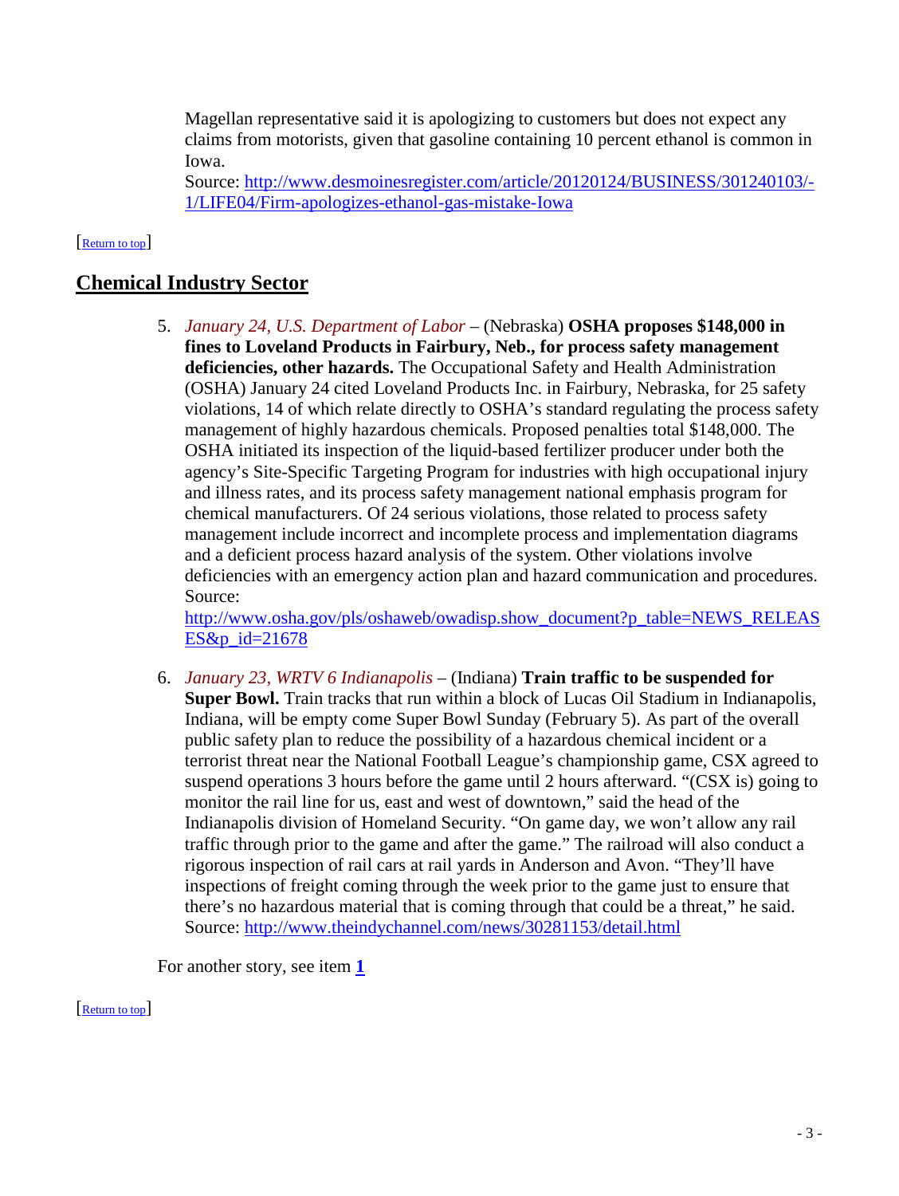Magellan representative said it is apologizing to customers but does not expect any claims from motorists, given that gasoline containing 10 percent ethanol is common in Iowa.
Source: http://www.desmoinesregister.com/article/20120124/BUSINESS/301240103/-1/LIFE04/Firm-apologizes-ethanol-gas-mistake-Iowa

[Return to top]

## Chemical Industry Sector

5. *January 24, U.S. Department of Labor* – (Nebraska) **OSHA proposes $148,000 in fines to Loveland Products in Fairbury, Neb., for process safety management deficiencies, other hazards.** The Occupational Safety and Health Administration (OSHA) January 24 cited Loveland Products Inc. in Fairbury, Nebraska, for 25 safety violations, 14 of which relate directly to OSHA's standard regulating the process safety management of highly hazardous chemicals. Proposed penalties total $148,000. The OSHA initiated its inspection of the liquid-based fertilizer producer under both the agency's Site-Specific Targeting Program for industries with high occupational injury and illness rates, and its process safety management national emphasis program for chemical manufacturers. Of 24 serious violations, those related to process safety management include incorrect and incomplete process and implementation diagrams and a deficient process hazard analysis of the system. Other violations involve deficiencies with an emergency action plan and hazard communication and procedures.
Source:
http://www.osha.gov/pls/oshaweb/owadisp.show_document?p_table=NEWS_RELEASES&p_id=21678

6. *January 23, WRTV 6 Indianapolis* – (Indiana) **Train traffic to be suspended for Super Bowl.** Train tracks that run within a block of Lucas Oil Stadium in Indianapolis, Indiana, will be empty come Super Bowl Sunday (February 5). As part of the overall public safety plan to reduce the possibility of a hazardous chemical incident or a terrorist threat near the National Football League's championship game, CSX agreed to suspend operations 3 hours before the game until 2 hours afterward. "(CSX is) going to monitor the rail line for us, east and west of downtown," said the head of the Indianapolis division of Homeland Security. "On game day, we won't allow any rail traffic through prior to the game and after the game." The railroad will also conduct a rigorous inspection of rail cars at rail yards in Anderson and Avon. "They'll have inspections of freight coming through the week prior to the game just to ensure that there's no hazardous material that is coming through that could be a threat," he said.
Source: http://www.theindychannel.com/news/30281153/detail.html

For another story, see item **1**

[Return to top]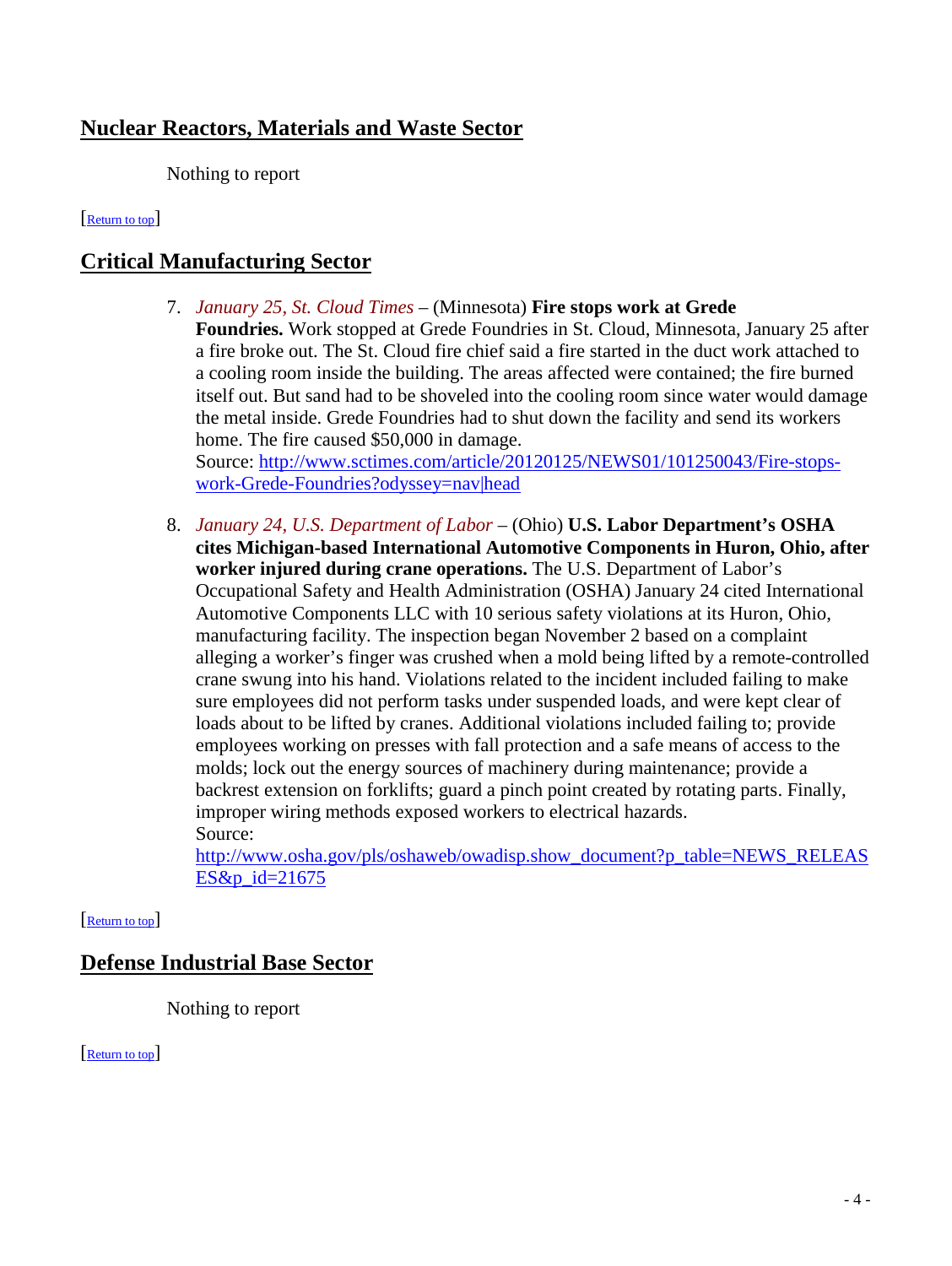## Nuclear Reactors, Materials and Waste Sector

Nothing to report

[Return to top]

## Critical Manufacturing Sector

7. *January 25, St. Cloud Times* – (Minnesota) **Fire stops work at Grede Foundries.** Work stopped at Grede Foundries in St. Cloud, Minnesota, January 25 after a fire broke out. The St. Cloud fire chief said a fire started in the duct work attached to a cooling room inside the building. The areas affected were contained; the fire burned itself out. But sand had to be shoveled into the cooling room since water would damage the metal inside. Grede Foundries had to shut down the facility and send its workers home. The fire caused $50,000 in damage.
   Source: http://www.sctimes.com/article/20120125/NEWS01/101250043/Fire-stops-work-Grede-Foundries?odyssey=nav|head

8. *January 24, U.S. Department of Labor* – (Ohio) **U.S. Labor Department's OSHA cites Michigan-based International Automotive Components in Huron, Ohio, after worker injured during crane operations.** The U.S. Department of Labor's Occupational Safety and Health Administration (OSHA) January 24 cited International Automotive Components LLC with 10 serious safety violations at its Huron, Ohio, manufacturing facility. The inspection began November 2 based on a complaint alleging a worker's finger was crushed when a mold being lifted by a remote-controlled crane swung into his hand. Violations related to the incident included failing to make sure employees did not perform tasks under suspended loads, and were kept clear of loads about to be lifted by cranes. Additional violations included failing to; provide employees working on presses with fall protection and a safe means of access to the molds; lock out the energy sources of machinery during maintenance; provide a backrest extension on forklifts; guard a pinch point created by rotating parts. Finally, improper wiring methods exposed workers to electrical hazards.
   Source: http://www.osha.gov/pls/oshaweb/owadisp.show_document?p_table=NEWS_RELEASES&p_id=21675

[Return to top]

## Defense Industrial Base Sector

Nothing to report

[Return to top]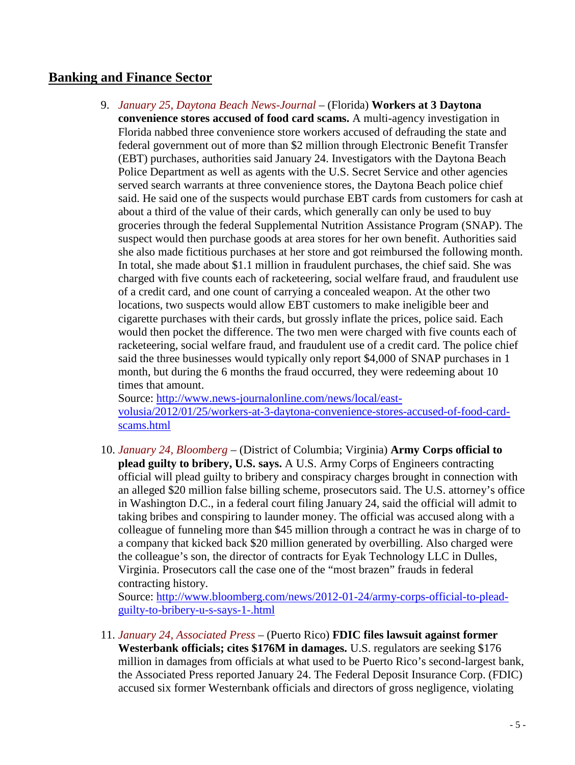## Banking and Finance Sector

9. *January 25, Daytona Beach News-Journal* – (Florida) **Workers at 3 Daytona convenience stores accused of food card scams.** A multi-agency investigation in Florida nabbed three convenience store workers accused of defrauding the state and federal government out of more than $2 million through Electronic Benefit Transfer (EBT) purchases, authorities said January 24. Investigators with the Daytona Beach Police Department as well as agents with the U.S. Secret Service and other agencies served search warrants at three convenience stores, the Daytona Beach police chief said. He said one of the suspects would purchase EBT cards from customers for cash at about a third of the value of their cards, which generally can only be used to buy groceries through the federal Supplemental Nutrition Assistance Program (SNAP). The suspect would then purchase goods at area stores for her own benefit. Authorities said she also made fictitious purchases at her store and got reimbursed the following month. In total, she made about $1.1 million in fraudulent purchases, the chief said. She was charged with five counts each of racketeering, social welfare fraud, and fraudulent use of a credit card, and one count of carrying a concealed weapon. At the other two locations, two suspects would allow EBT customers to make ineligible beer and cigarette purchases with their cards, but grossly inflate the prices, police said. Each would then pocket the difference. The two men were charged with five counts each of racketeering, social welfare fraud, and fraudulent use of a credit card. The police chief said the three businesses would typically only report $4,000 of SNAP purchases in 1 month, but during the 6 months the fraud occurred, they were redeeming about 10 times that amount.
   Source: [http://www.news-journalonline.com/news/local/east-volusia/2012/01/25/workers-at-3-daytona-convenience-stores-accused-of-food-card-scams.html](http://www.news-journalonline.com/news/local/east-volusia/2012/01/25/workers-at-3-daytona-convenience-stores-accused-of-food-card-scams.html)

10. *January 24, Bloomberg* – (District of Columbia; Virginia) **Army Corps official to plead guilty to bribery, U.S. says.** A U.S. Army Corps of Engineers contracting official will plead guilty to bribery and conspiracy charges brought in connection with an alleged $20 million false billing scheme, prosecutors said. The U.S. attorney's office in Washington D.C., in a federal court filing January 24, said the official will admit to taking bribes and conspiring to launder money. The official was accused along with a colleague of funneling more than $45 million through a contract he was in charge of to a company that kicked back $20 million generated by overbilling. Also charged were the colleague's son, the director of contracts for Eyak Technology LLC in Dulles, Virginia. Prosecutors call the case one of the "most brazen" frauds in federal contracting history.
    Source: [http://www.bloomberg.com/news/2012-01-24/army-corps-official-to-plead-guilty-to-bribery-u-s-says-1-.html](http://www.bloomberg.com/news/2012-01-24/army-corps-official-to-plead-guilty-to-bribery-u-s-says-1-.html)

11. *January 24, Associated Press* – (Puerto Rico) **FDIC files lawsuit against former Westerbank officials; cites $176M in damages.** U.S. regulators are seeking $176 million in damages from officials at what used to be Puerto Rico's second-largest bank, the Associated Press reported January 24. The Federal Deposit Insurance Corp. (FDIC) accused six former Westernbank officials and directors of gross negligence, violating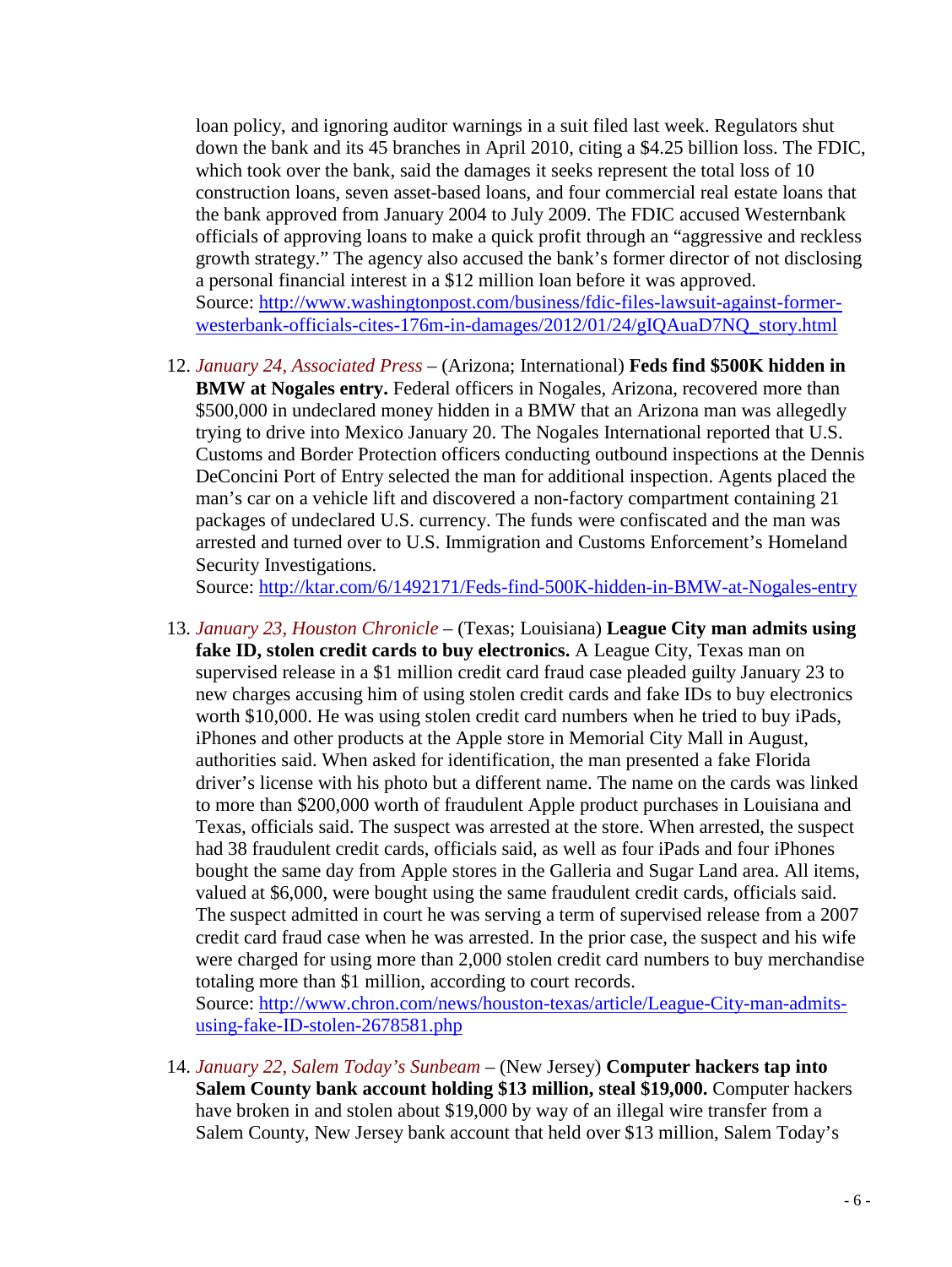loan policy, and ignoring auditor warnings in a suit filed last week. Regulators shut down the bank and its 45 branches in April 2010, citing a $4.25 billion loss. The FDIC, which took over the bank, said the damages it seeks represent the total loss of 10 construction loans, seven asset-based loans, and four commercial real estate loans that the bank approved from January 2004 to July 2009. The FDIC accused Westernbank officials of approving loans to make a quick profit through an "aggressive and reckless growth strategy." The agency also accused the bank's former director of not disclosing a personal financial interest in a $12 million loan before it was approved.
Source: http://www.washingtonpost.com/business/fdic-files-lawsuit-against-former-westerbank-officials-cites-176m-in-damages/2012/01/24/gIQAuaD7NQ_story.html

12. *January 24, Associated Press* – (Arizona; International) **Feds find $500K hidden in BMW at Nogales entry.** Federal officers in Nogales, Arizona, recovered more than $500,000 in undeclared money hidden in a BMW that an Arizona man was allegedly trying to drive into Mexico January 20. The Nogales International reported that U.S. Customs and Border Protection officers conducting outbound inspections at the Dennis DeConcini Port of Entry selected the man for additional inspection. Agents placed the man's car on a vehicle lift and discovered a non-factory compartment containing 21 packages of undeclared U.S. currency. The funds were confiscated and the man was arrested and turned over to U.S. Immigration and Customs Enforcement's Homeland Security Investigations.
Source: http://ktar.com/6/1492171/Feds-find-500K-hidden-in-BMW-at-Nogales-entry

13. *January 23, Houston Chronicle* – (Texas; Louisiana) **League City man admits using fake ID, stolen credit cards to buy electronics.** A League City, Texas man on supervised release in a $1 million credit card fraud case pleaded guilty January 23 to new charges accusing him of using stolen credit cards and fake IDs to buy electronics worth $10,000. He was using stolen credit card numbers when he tried to buy iPads, iPhones and other products at the Apple store in Memorial City Mall in August, authorities said. When asked for identification, the man presented a fake Florida driver's license with his photo but a different name. The name on the cards was linked to more than $200,000 worth of fraudulent Apple product purchases in Louisiana and Texas, officials said. The suspect was arrested at the store. When arrested, the suspect had 38 fraudulent credit cards, officials said, as well as four iPads and four iPhones bought the same day from Apple stores in the Galleria and Sugar Land area. All items, valued at $6,000, were bought using the same fraudulent credit cards, officials said. The suspect admitted in court he was serving a term of supervised release from a 2007 credit card fraud case when he was arrested. In the prior case, the suspect and his wife were charged for using more than 2,000 stolen credit card numbers to buy merchandise totaling more than $1 million, according to court records.
Source: http://www.chron.com/news/houston-texas/article/League-City-man-admits-using-fake-ID-stolen-2678581.php

14. *January 22, Salem Today's Sunbeam* – (New Jersey) **Computer hackers tap into Salem County bank account holding $13 million, steal $19,000.** Computer hackers have broken in and stolen about $19,000 by way of an illegal wire transfer from a Salem County, New Jersey bank account that held over $13 million, Salem Today's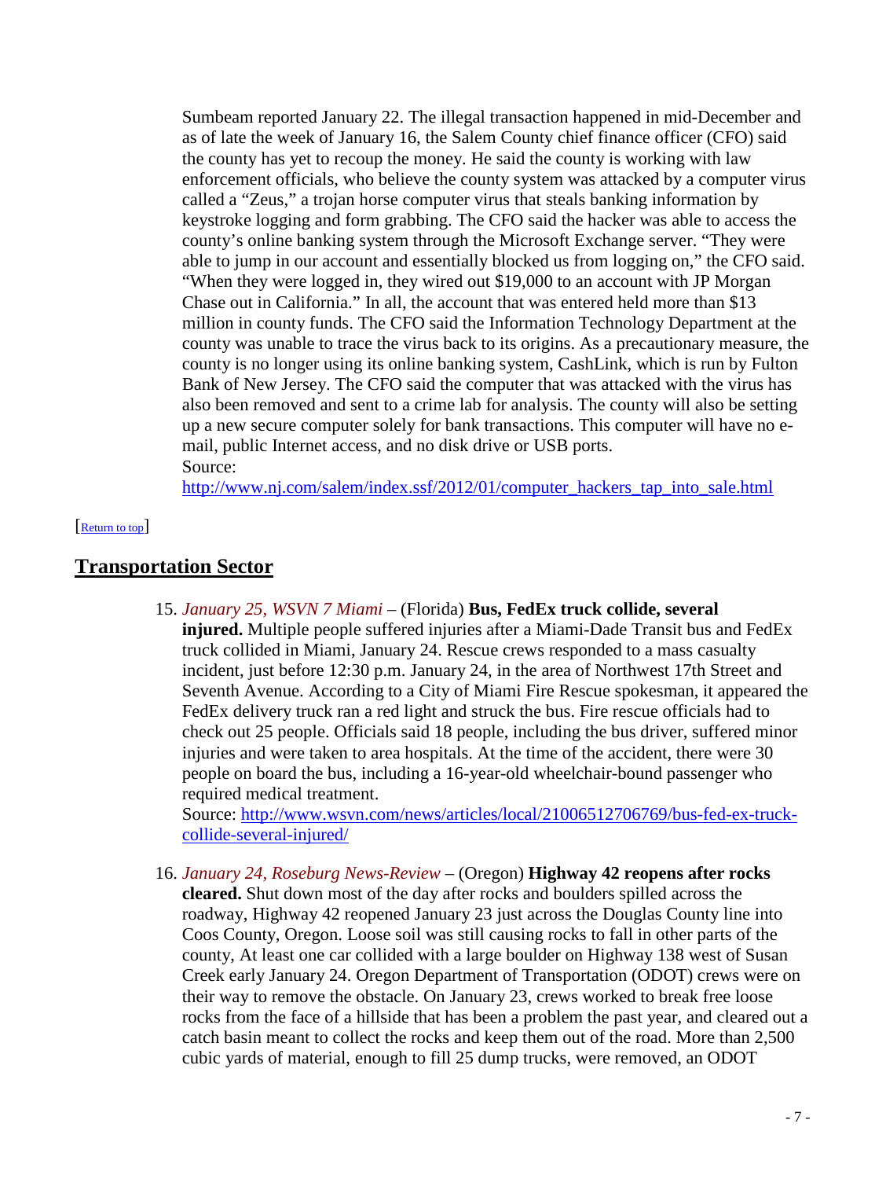Sumbeam reported January 22. The illegal transaction happened in mid-December and as of late the week of January 16, the Salem County chief finance officer (CFO) said the county has yet to recoup the money. He said the county is working with law enforcement officials, who believe the county system was attacked by a computer virus called a "Zeus," a trojan horse computer virus that steals banking information by keystroke logging and form grabbing. The CFO said the hacker was able to access the county's online banking system through the Microsoft Exchange server. "They were able to jump in our account and essentially blocked us from logging on," the CFO said. "When they were logged in, they wired out $19,000 to an account with JP Morgan Chase out in California." In all, the account that was entered held more than $13 million in county funds. The CFO said the Information Technology Department at the county was unable to trace the virus back to its origins. As a precautionary measure, the county is no longer using its online banking system, CashLink, which is run by Fulton Bank of New Jersey. The CFO said the computer that was attacked with the virus has also been removed and sent to a crime lab for analysis. The county will also be setting up a new secure computer solely for bank transactions. This computer will have no e-mail, public Internet access, and no disk drive or USB ports.
Source: http://www.nj.com/salem/index.ssf/2012/01/computer_hackers_tap_into_sale.html

[Return to top]

## Transportation Sector

15. *January 25, WSVN 7 Miami* – (Florida) **Bus, FedEx truck collide, several injured.** Multiple people suffered injuries after a Miami-Dade Transit bus and FedEx truck collided in Miami, January 24. Rescue crews responded to a mass casualty incident, just before 12:30 p.m. January 24, in the area of Northwest 17th Street and Seventh Avenue. According to a City of Miami Fire Rescue spokesman, it appeared the FedEx delivery truck ran a red light and struck the bus. Fire rescue officials had to check out 25 people. Officials said 18 people, including the bus driver, suffered minor injuries and were taken to area hospitals. At the time of the accident, there were 30 people on board the bus, including a 16-year-old wheelchair-bound passenger who required medical treatment.
Source: http://www.wsvn.com/news/articles/local/21006512706769/bus-fed-ex-truck-collide-several-injured/

16. *January 24, Roseburg News-Review* – (Oregon) **Highway 42 reopens after rocks cleared.** Shut down most of the day after rocks and boulders spilled across the roadway, Highway 42 reopened January 23 just across the Douglas County line into Coos County, Oregon. Loose soil was still causing rocks to fall in other parts of the county, At least one car collided with a large boulder on Highway 138 west of Susan Creek early January 24. Oregon Department of Transportation (ODOT) crews were on their way to remove the obstacle. On January 23, crews worked to break free loose rocks from the face of a hillside that has been a problem the past year, and cleared out a catch basin meant to collect the rocks and keep them out of the road. More than 2,500 cubic yards of material, enough to fill 25 dump trucks, were removed, an ODOT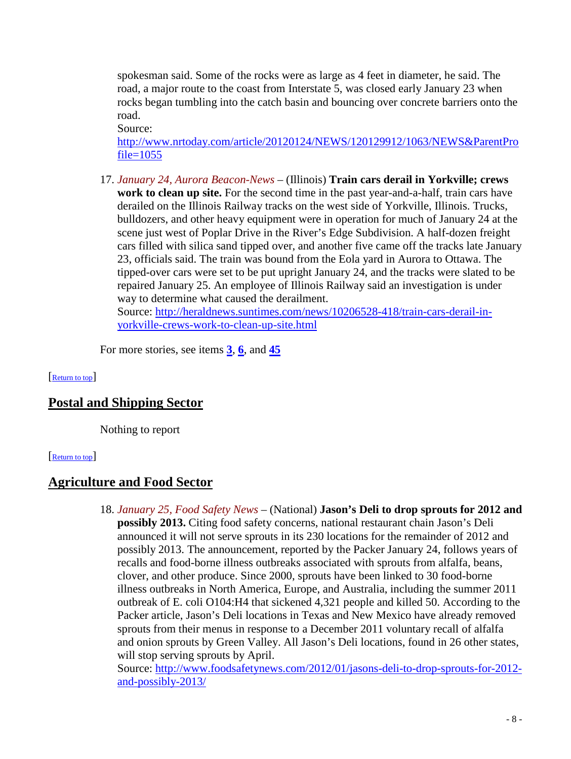spokesman said. Some of the rocks were as large as 4 feet in diameter, he said. The road, a major route to the coast from Interstate 5, was closed early January 23 when rocks began tumbling into the catch basin and bouncing over concrete barriers onto the road.
Source: [http://www.nrtoday.com/article/20120124/NEWS/120129912/1063/NEWS&ParentProfile=1055](http://www.nrtoday.com/article/20120124/NEWS/120129912/1063/NEWS&ParentProfile=1055)

17. *January 24, Aurora Beacon-News* – (Illinois) **Train cars derail in Yorkville; crews work to clean up site.** For the second time in the past year-and-a-half, train cars have derailed on the Illinois Railway tracks on the west side of Yorkville, Illinois. Trucks, bulldozers, and other heavy equipment were in operation for much of January 24 at the scene just west of Poplar Drive in the River's Edge Subdivision. A half-dozen freight cars filled with silica sand tipped over, and another five came off the tracks late January 23, officials said. The train was bound from the Eola yard in Aurora to Ottawa. The tipped-over cars were set to be put upright January 24, and the tracks were slated to be repaired January 25. An employee of Illinois Railway said an investigation is under way to determine what caused the derailment.
Source: [http://heraldnews.suntimes.com/news/10206528-418/train-cars-derail-in-yorkville-crews-work-to-clean-up-site.html](http://heraldnews.suntimes.com/news/10206528-418/train-cars-derail-in-yorkville-crews-work-to-clean-up-site.html)

For more stories, see items **3**, **6**, and **45**

[Return to top]

## Postal and Shipping Sector

Nothing to report

[Return to top]

## Agriculture and Food Sector

18. *January 25, Food Safety News* – (National) **Jason's Deli to drop sprouts for 2012 and possibly 2013.** Citing food safety concerns, national restaurant chain Jason's Deli announced it will not serve sprouts in its 230 locations for the remainder of 2012 and possibly 2013. The announcement, reported by the Packer January 24, follows years of recalls and food-borne illness outbreaks associated with sprouts from alfalfa, beans, clover, and other produce. Since 2000, sprouts have been linked to 30 food-borne illness outbreaks in North America, Europe, and Australia, including the summer 2011 outbreak of E. coli O104:H4 that sickened 4,321 people and killed 50. According to the Packer article, Jason's Deli locations in Texas and New Mexico have already removed sprouts from their menus in response to a December 2011 voluntary recall of alfalfa and onion sprouts by Green Valley. All Jason's Deli locations, found in 26 other states, will stop serving sprouts by April.
Source: [http://www.foodsafetynews.com/2012/01/jasons-deli-to-drop-sprouts-for-2012-and-possibly-2013/](http://www.foodsafetynews.com/2012/01/jasons-deli-to-drop-sprouts-for-2012-and-possibly-2013/)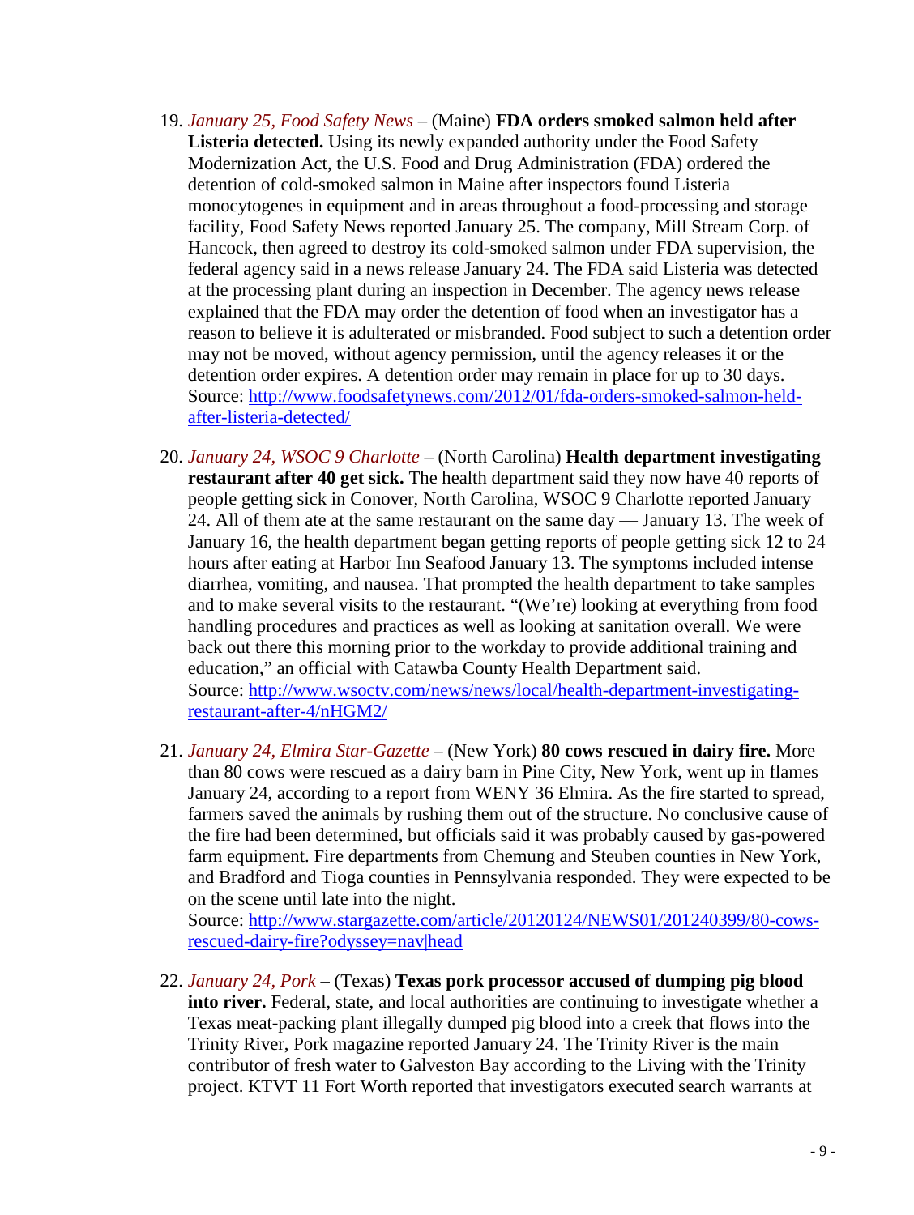19. *January 25, Food Safety News* – (Maine) **FDA orders smoked salmon held after Listeria detected.** Using its newly expanded authority under the Food Safety Modernization Act, the U.S. Food and Drug Administration (FDA) ordered the detention of cold-smoked salmon in Maine after inspectors found Listeria monocytogenes in equipment and in areas throughout a food-processing and storage facility, Food Safety News reported January 25. The company, Mill Stream Corp. of Hancock, then agreed to destroy its cold-smoked salmon under FDA supervision, the federal agency said in a news release January 24. The FDA said Listeria was detected at the processing plant during an inspection in December. The agency news release explained that the FDA may order the detention of food when an investigator has a reason to believe it is adulterated or misbranded. Food subject to such a detention order may not be moved, without agency permission, until the agency releases it or the detention order expires. A detention order may remain in place for up to 30 days.
Source: [http://www.foodsafetynews.com/2012/01/fda-orders-smoked-salmon-held-after-listeria-detected/](http://www.foodsafetynews.com/2012/01/fda-orders-smoked-salmon-held-after-listeria-detected/)

20. *January 24, WSOC 9 Charlotte* – (North Carolina) **Health department investigating restaurant after 40 get sick.** The health department said they now have 40 reports of people getting sick in Conover, North Carolina, WSOC 9 Charlotte reported January 24. All of them ate at the same restaurant on the same day — January 13. The week of January 16, the health department began getting reports of people getting sick 12 to 24 hours after eating at Harbor Inn Seafood January 13. The symptoms included intense diarrhea, vomiting, and nausea. That prompted the health department to take samples and to make several visits to the restaurant. "(We're) looking at everything from food handling procedures and practices as well as looking at sanitation overall. We were back out there this morning prior to the workday to provide additional training and education," an official with Catawba County Health Department said.
Source: [http://www.wsoctv.com/news/news/local/health-department-investigating-restaurant-after-4/nHGM2/](http://www.wsoctv.com/news/news/local/health-department-investigating-restaurant-after-4/nHGM2/)

21. *January 24, Elmira Star-Gazette* – (New York) **80 cows rescued in dairy fire.** More than 80 cows were rescued as a dairy barn in Pine City, New York, went up in flames January 24, according to a report from WENY 36 Elmira. As the fire started to spread, farmers saved the animals by rushing them out of the structure. No conclusive cause of the fire had been determined, but officials said it was probably caused by gas-powered farm equipment. Fire departments from Chemung and Steuben counties in New York, and Bradford and Tioga counties in Pennsylvania responded. They were expected to be on the scene until late into the night.
Source: [http://www.stargazette.com/article/20120124/NEWS01/201240399/80-cows-rescued-dairy-fire?odyssey=nav|head](http://www.stargazette.com/article/20120124/NEWS01/201240399/80-cows-rescued-dairy-fire?odyssey=nav|head)

22. *January 24, Pork* – (Texas) **Texas pork processor accused of dumping pig blood into river.** Federal, state, and local authorities are continuing to investigate whether a Texas meat-packing plant illegally dumped pig blood into a creek that flows into the Trinity River, Pork magazine reported January 24. The Trinity River is the main contributor of fresh water to Galveston Bay according to the Living with the Trinity project. KTVT 11 Fort Worth reported that investigators executed search warrants at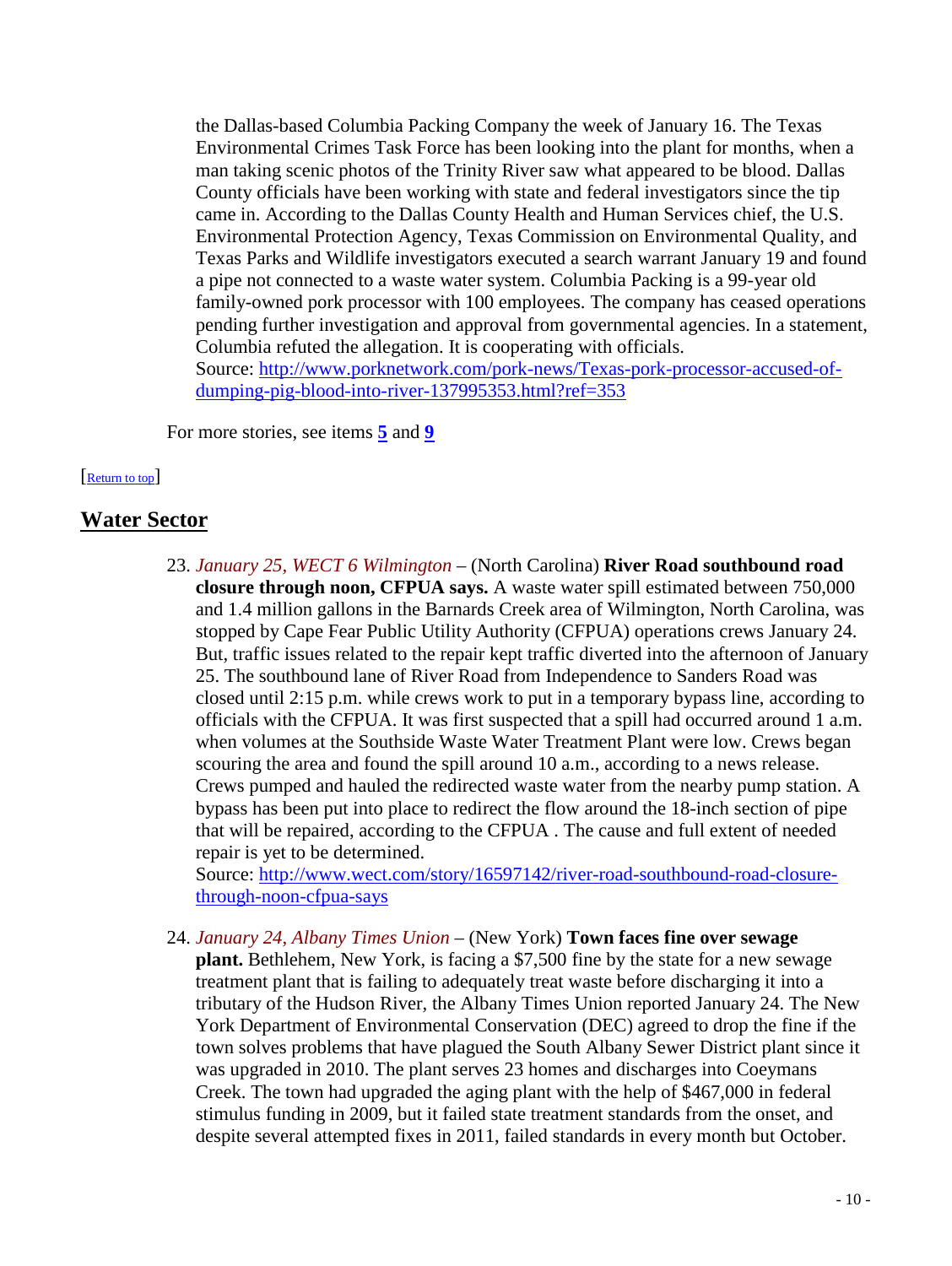the Dallas-based Columbia Packing Company the week of January 16. The Texas Environmental Crimes Task Force has been looking into the plant for months, when a man taking scenic photos of the Trinity River saw what appeared to be blood. Dallas County officials have been working with state and federal investigators since the tip came in. According to the Dallas County Health and Human Services chief, the U.S. Environmental Protection Agency, Texas Commission on Environmental Quality, and Texas Parks and Wildlife investigators executed a search warrant January 19 and found a pipe not connected to a waste water system. Columbia Packing is a 99-year old family-owned pork processor with 100 employees. The company has ceased operations pending further investigation and approval from governmental agencies. In a statement, Columbia refuted the allegation. It is cooperating with officials.
Source: http://www.porknetwork.com/pork-news/Texas-pork-processor-accused-of-dumping-pig-blood-into-river-137995353.html?ref=353

For more stories, see items **5** and **9**

[Return to top]

## Water Sector

23. *January 25, WECT 6 Wilmington* – (North Carolina) **River Road southbound road closure through noon, CFPUA says.** A waste water spill estimated between 750,000 and 1.4 million gallons in the Barnards Creek area of Wilmington, North Carolina, was stopped by Cape Fear Public Utility Authority (CFPUA) operations crews January 24. But, traffic issues related to the repair kept traffic diverted into the afternoon of January 25. The southbound lane of River Road from Independence to Sanders Road was closed until 2:15 p.m. while crews work to put in a temporary bypass line, according to officials with the CFPUA. It was first suspected that a spill had occurred around 1 a.m. when volumes at the Southside Waste Water Treatment Plant were low. Crews began scouring the area and found the spill around 10 a.m., according to a news release. Crews pumped and hauled the redirected waste water from the nearby pump station. A bypass has been put into place to redirect the flow around the 18-inch section of pipe that will be repaired, according to the CFPUA . The cause and full extent of needed repair is yet to be determined.
Source: http://www.wect.com/story/16597142/river-road-southbound-road-closure-through-noon-cfpua-says

24. *January 24, Albany Times Union* – (New York) **Town faces fine over sewage plant.** Bethlehem, New York, is facing a $7,500 fine by the state for a new sewage treatment plant that is failing to adequately treat waste before discharging it into a tributary of the Hudson River, the Albany Times Union reported January 24. The New York Department of Environmental Conservation (DEC) agreed to drop the fine if the town solves problems that have plagued the South Albany Sewer District plant since it was upgraded in 2010. The plant serves 23 homes and discharges into Coeymans Creek. The town had upgraded the aging plant with the help of $467,000 in federal stimulus funding in 2009, but it failed state treatment standards from the onset, and despite several attempted fixes in 2011, failed standards in every month but October.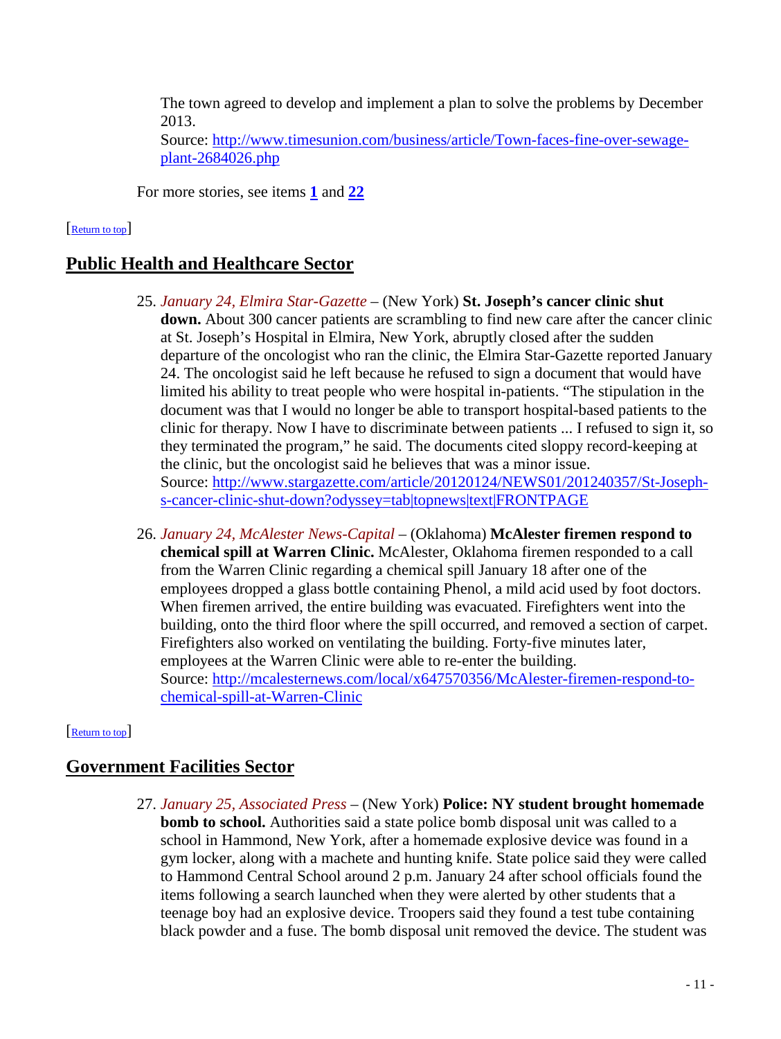The town agreed to develop and implement a plan to solve the problems by December 2013.

Source: http://www.timesunion.com/business/article/Town-faces-fine-over-sewage-plant-2684026.php

For more stories, see items **1** and **22**

[Return to top]

## Public Health and Healthcare Sector

25. *January 24, Elmira Star-Gazette* – (New York) **St. Joseph's cancer clinic shut down.** About 300 cancer patients are scrambling to find new care after the cancer clinic at St. Joseph's Hospital in Elmira, New York, abruptly closed after the sudden departure of the oncologist who ran the clinic, the Elmira Star-Gazette reported January 24. The oncologist said he left because he refused to sign a document that would have limited his ability to treat people who were hospital in-patients. "The stipulation in the document was that I would no longer be able to transport hospital-based patients to the clinic for therapy. Now I have to discriminate between patients ... I refused to sign it, so they terminated the program," he said. The documents cited sloppy record-keeping at the clinic, but the oncologist said he believes that was a minor issue.
   Source: http://www.stargazette.com/article/20120124/NEWS01/201240357/St-Joseph-s-cancer-clinic-shut-down?odyssey=tab|topnews|text|FRONTPAGE

26. *January 24, McAlester News-Capital* – (Oklahoma) **McAlester firemen respond to chemical spill at Warren Clinic.** McAlester, Oklahoma firemen responded to a call from the Warren Clinic regarding a chemical spill January 18 after one of the employees dropped a glass bottle containing Phenol, a mild acid used by foot doctors. When firemen arrived, the entire building was evacuated. Firefighters went into the building, onto the third floor where the spill occurred, and removed a section of carpet. Firefighters also worked on ventilating the building. Forty-five minutes later, employees at the Warren Clinic were able to re-enter the building.
   Source: http://mcalesternews.com/local/x647570356/McAlester-firemen-respond-to-chemical-spill-at-Warren-Clinic

[Return to top]

## Government Facilities Sector

27. *January 25, Associated Press* – (New York) **Police: NY student brought homemade bomb to school.** Authorities said a state police bomb disposal unit was called to a school in Hammond, New York, after a homemade explosive device was found in a gym locker, along with a machete and hunting knife. State police said they were called to Hammond Central School around 2 p.m. January 24 after school officials found the items following a search launched when they were alerted by other students that a teenage boy had an explosive device. Troopers said they found a test tube containing black powder and a fuse. The bomb disposal unit removed the device. The student was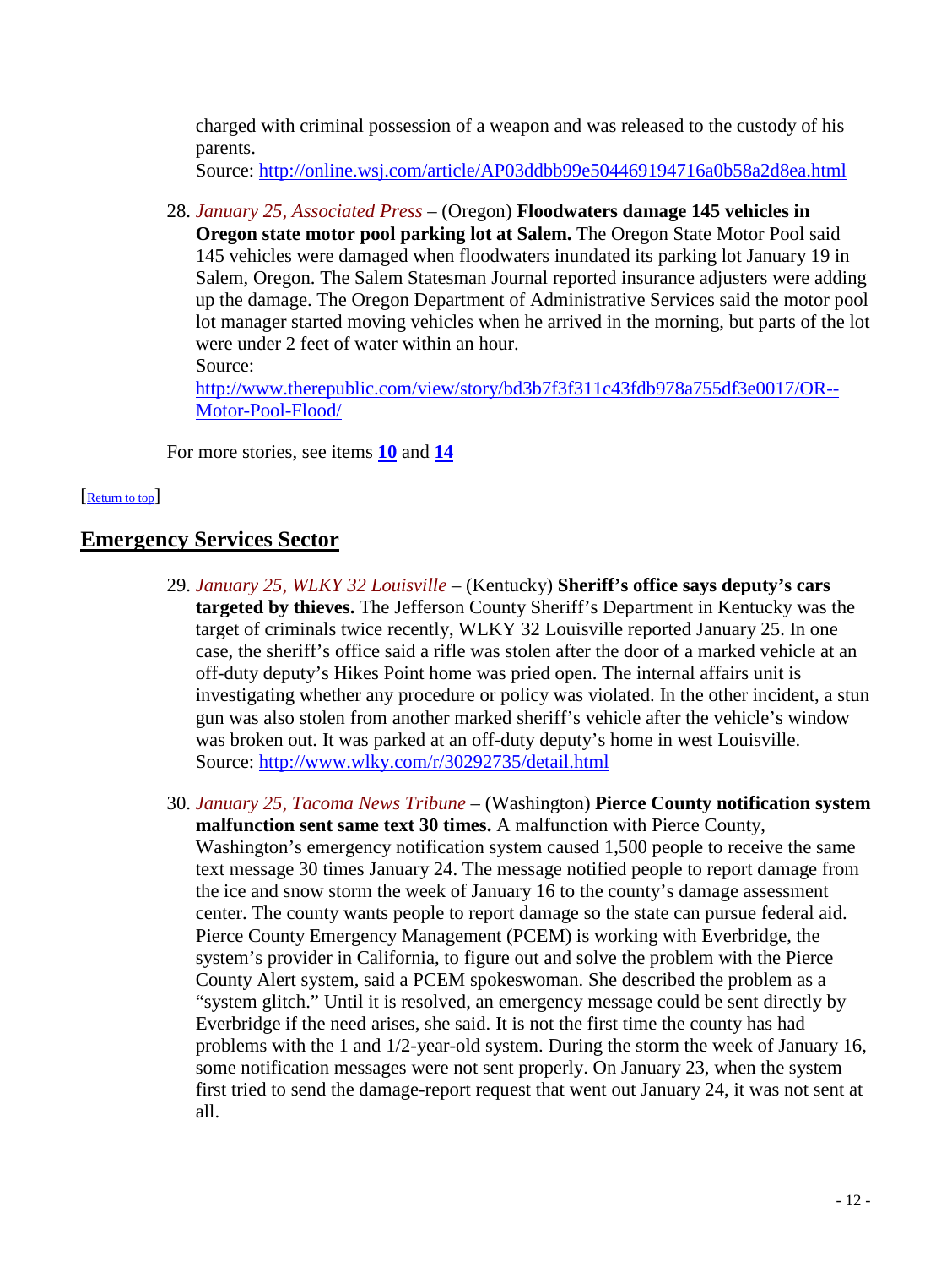charged with criminal possession of a weapon and was released to the custody of his parents.
Source: http://online.wsj.com/article/AP03ddbb99e504469194716a0b58a2d8ea.html

28. *January 25, Associated Press* – (Oregon) **Floodwaters damage 145 vehicles in Oregon state motor pool parking lot at Salem.** The Oregon State Motor Pool said 145 vehicles were damaged when floodwaters inundated its parking lot January 19 in Salem, Oregon. The Salem Statesman Journal reported insurance adjusters were adding up the damage. The Oregon Department of Administrative Services said the motor pool lot manager started moving vehicles when he arrived in the morning, but parts of the lot were under 2 feet of water within an hour.
Source:
http://www.therepublic.com/view/story/bd3b7f3f311c43fdb978a755df3e0017/OR--Motor-Pool-Flood/

For more stories, see items **10** and **14**

[Return to top]

## Emergency Services Sector

29. *January 25, WLKY 32 Louisville* – (Kentucky) **Sheriff's office says deputy's cars targeted by thieves.** The Jefferson County Sheriff's Department in Kentucky was the target of criminals twice recently, WLKY 32 Louisville reported January 25. In one case, the sheriff's office said a rifle was stolen after the door of a marked vehicle at an off-duty deputy's Hikes Point home was pried open. The internal affairs unit is investigating whether any procedure or policy was violated. In the other incident, a stun gun was also stolen from another marked sheriff's vehicle after the vehicle's window was broken out. It was parked at an off-duty deputy's home in west Louisville.
Source: http://www.wlky.com/r/30292735/detail.html

30. *January 25, Tacoma News Tribune* – (Washington) **Pierce County notification system malfunction sent same text 30 times.** A malfunction with Pierce County, Washington's emergency notification system caused 1,500 people to receive the same text message 30 times January 24. The message notified people to report damage from the ice and snow storm the week of January 16 to the county's damage assessment center. The county wants people to report damage so the state can pursue federal aid. Pierce County Emergency Management (PCEM) is working with Everbridge, the system's provider in California, to figure out and solve the problem with the Pierce County Alert system, said a PCEM spokeswoman. She described the problem as a "system glitch." Until it is resolved, an emergency message could be sent directly by Everbridge if the need arises, she said. It is not the first time the county has had problems with the 1 and 1/2-year-old system. During the storm the week of January 16, some notification messages were not sent properly. On January 23, when the system first tried to send the damage-report request that went out January 24, it was not sent at all.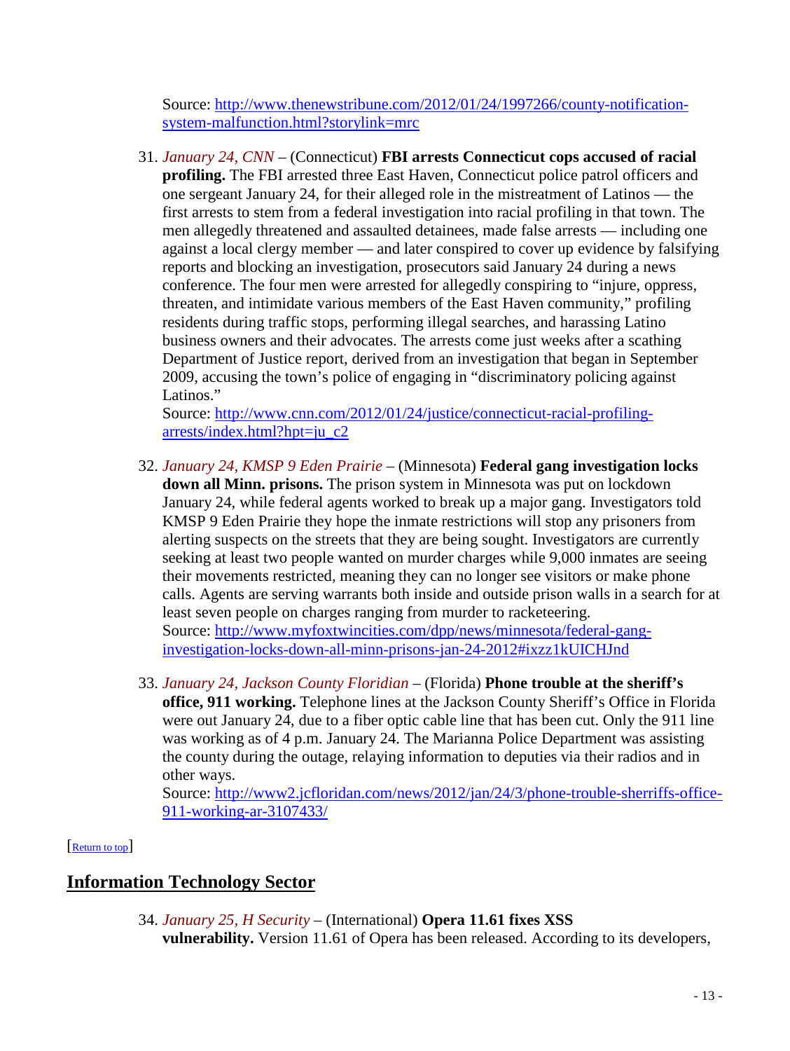Source: http://www.thenewstribune.com/2012/01/24/1997266/county-notification-system-malfunction.html?storylink=mrc

31. *January 24, CNN* – (Connecticut) **FBI arrests Connecticut cops accused of racial profiling.** The FBI arrested three East Haven, Connecticut police patrol officers and one sergeant January 24, for their alleged role in the mistreatment of Latinos — the first arrests to stem from a federal investigation into racial profiling in that town. The men allegedly threatened and assaulted detainees, made false arrests — including one against a local clergy member — and later conspired to cover up evidence by falsifying reports and blocking an investigation, prosecutors said January 24 during a news conference. The four men were arrested for allegedly conspiring to "injure, oppress, threaten, and intimidate various members of the East Haven community," profiling residents during traffic stops, performing illegal searches, and harassing Latino business owners and their advocates. The arrests come just weeks after a scathing Department of Justice report, derived from an investigation that began in September 2009, accusing the town's police of engaging in "discriminatory policing against Latinos."
Source: http://www.cnn.com/2012/01/24/justice/connecticut-racial-profiling-arrests/index.html?hpt=ju_c2

32. *January 24, KMSP 9 Eden Prairie* – (Minnesota) **Federal gang investigation locks down all Minn. prisons.** The prison system in Minnesota was put on lockdown January 24, while federal agents worked to break up a major gang. Investigators told KMSP 9 Eden Prairie they hope the inmate restrictions will stop any prisoners from alerting suspects on the streets that they are being sought. Investigators are currently seeking at least two people wanted on murder charges while 9,000 inmates are seeing their movements restricted, meaning they can no longer see visitors or make phone calls. Agents are serving warrants both inside and outside prison walls in a search for at least seven people on charges ranging from murder to racketeering.
Source: http://www.myfoxtwincities.com/dpp/news/minnesota/federal-gang-investigation-locks-down-all-minn-prisons-jan-24-2012#ixzz1kUICHJnd

33. *January 24, Jackson County Floridian* – (Florida) **Phone trouble at the sheriff's office, 911 working.** Telephone lines at the Jackson County Sheriff's Office in Florida were out January 24, due to a fiber optic cable line that has been cut. Only the 911 line was working as of 4 p.m. January 24. The Marianna Police Department was assisting the county during the outage, relaying information to deputies via their radios and in other ways.
Source: http://www2.jcfloridan.com/news/2012/jan/24/3/phone-trouble-sherriffs-office-911-working-ar-3107433/

[Return to top]

## Information Technology Sector

34. *January 25, H Security* – (International) **Opera 11.61 fixes XSS vulnerability.** Version 11.61 of Opera has been released. According to its developers,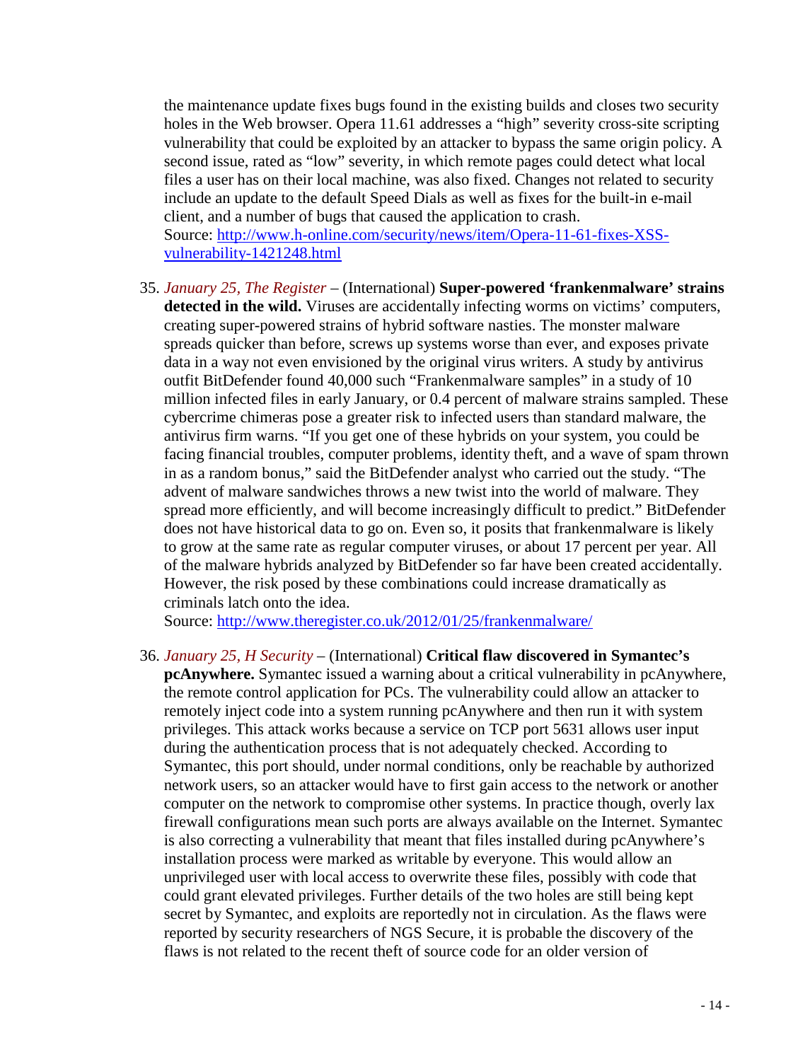the maintenance update fixes bugs found in the existing builds and closes two security holes in the Web browser. Opera 11.61 addresses a "high" severity cross-site scripting vulnerability that could be exploited by an attacker to bypass the same origin policy. A second issue, rated as "low" severity, in which remote pages could detect what local files a user has on their local machine, was also fixed. Changes not related to security include an update to the default Speed Dials as well as fixes for the built-in e-mail client, and a number of bugs that caused the application to crash.
Source: [http://www.h-online.com/security/news/item/Opera-11-61-fixes-XSS-vulnerability-1421248.html](http://www.h-online.com/security/news/item/Opera-11-61-fixes-XSS-vulnerability-1421248.html)

35. *January 25, The Register* – (International) **Super-powered 'frankenmalware' strains detected in the wild.** Viruses are accidentally infecting worms on victims' computers, creating super-powered strains of hybrid software nasties. The monster malware spreads quicker than before, screws up systems worse than ever, and exposes private data in a way not even envisioned by the original virus writers. A study by antivirus outfit BitDefender found 40,000 such "Frankenmalware samples" in a study of 10 million infected files in early January, or 0.4 percent of malware strains sampled. These cybercrime chimeras pose a greater risk to infected users than standard malware, the antivirus firm warns. "If you get one of these hybrids on your system, you could be facing financial troubles, computer problems, identity theft, and a wave of spam thrown in as a random bonus," said the BitDefender analyst who carried out the study. "The advent of malware sandwiches throws a new twist into the world of malware. They spread more efficiently, and will become increasingly difficult to predict." BitDefender does not have historical data to go on. Even so, it posits that frankenmalware is likely to grow at the same rate as regular computer viruses, or about 17 percent per year. All of the malware hybrids analyzed by BitDefender so far have been created accidentally. However, the risk posed by these combinations could increase dramatically as criminals latch onto the idea.
Source: [http://www.theregister.co.uk/2012/01/25/frankenmalware/](http://www.theregister.co.uk/2012/01/25/frankenmalware/)

36. *January 25, H Security* – (International) **Critical flaw discovered in Symantec's pcAnywhere.** Symantec issued a warning about a critical vulnerability in pcAnywhere, the remote control application for PCs. The vulnerability could allow an attacker to remotely inject code into a system running pcAnywhere and then run it with system privileges. This attack works because a service on TCP port 5631 allows user input during the authentication process that is not adequately checked. According to Symantec, this port should, under normal conditions, only be reachable by authorized network users, so an attacker would have to first gain access to the network or another computer on the network to compromise other systems. In practice though, overly lax firewall configurations mean such ports are always available on the Internet. Symantec is also correcting a vulnerability that meant that files installed during pcAnywhere's installation process were marked as writable by everyone. This would allow an unprivileged user with local access to overwrite these files, possibly with code that could grant elevated privileges. Further details of the two holes are still being kept secret by Symantec, and exploits are reportedly not in circulation. As the flaws were reported by security researchers of NGS Secure, it is probable the discovery of the flaws is not related to the recent theft of source code for an older version of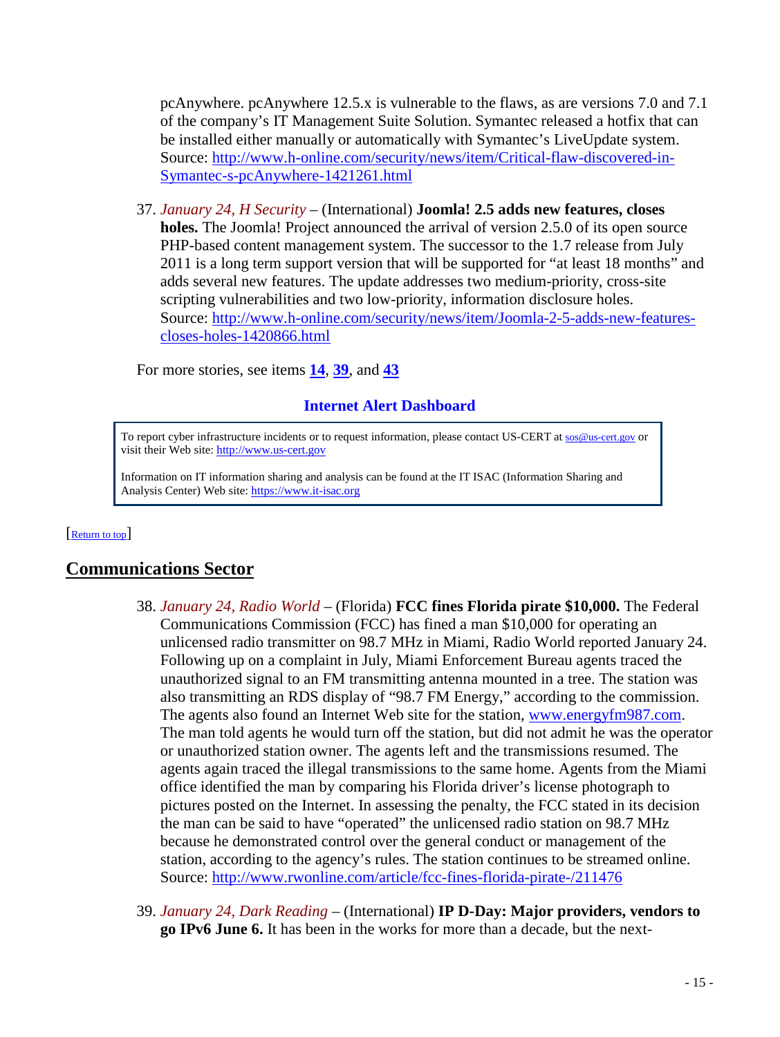pcAnywhere. pcAnywhere 12.5.x is vulnerable to the flaws, as are versions 7.0 and 7.1 of the company's IT Management Suite Solution. Symantec released a hotfix that can be installed either manually or automatically with Symantec's LiveUpdate system. Source: [http://www.h-online.com/security/news/item/Critical-flaw-discovered-in-Symantec-s-pcAnywhere-1421261.html](http://www.h-online.com/security/news/item/Critical-flaw-discovered-in-Symantec-s-pcAnywhere-1421261.html)

37. *January 24, H Security* – (International) **Joomla! 2.5 adds new features, closes holes.** The Joomla! Project announced the arrival of version 2.5.0 of its open source PHP-based content management system. The successor to the 1.7 release from July 2011 is a long term support version that will be supported for "at least 18 months" and adds several new features. The update addresses two medium-priority, cross-site scripting vulnerabilities and two low-priority, information disclosure holes. Source: [http://www.h-online.com/security/news/item/Joomla-2-5-adds-new-features-closes-holes-1420866.html](http://www.h-online.com/security/news/item/Joomla-2-5-adds-new-features-closes-holes-1420866.html)

For more stories, see items **14**, **39**, and **43**

**Internet Alert Dashboard**

To report cyber infrastructure incidents or to request information, please contact US-CERT at sos@us-cert.gov or visit their Web site: http://www.us-cert.gov

Information on IT information sharing and analysis can be found at the IT ISAC (Information Sharing and Analysis Center) Web site: https://www.it-isac.org

[Return to top]

## Communications Sector

38. *January 24, Radio World* – (Florida) **FCC fines Florida pirate $10,000.** The Federal Communications Commission (FCC) has fined a man $10,000 for operating an unlicensed radio transmitter on 98.7 MHz in Miami, Radio World reported January 24. Following up on a complaint in July, Miami Enforcement Bureau agents traced the unauthorized signal to an FM transmitting antenna mounted in a tree. The station was also transmitting an RDS display of "98.7 FM Energy," according to the commission. The agents also found an Internet Web site for the station, www.energyfm987.com. The man told agents he would turn off the station, but did not admit he was the operator or unauthorized station owner. The agents left and the transmissions resumed. The agents again traced the illegal transmissions to the same home. Agents from the Miami office identified the man by comparing his Florida driver's license photograph to pictures posted on the Internet. In assessing the penalty, the FCC stated in its decision the man can be said to have "operated" the unlicensed radio station on 98.7 MHz because he demonstrated control over the general conduct or management of the station, according to the agency's rules. The station continues to be streamed online. Source: [http://www.rwonline.com/article/fcc-fines-florida-pirate-/211476](http://www.rwonline.com/article/fcc-fines-florida-pirate-/211476)

39. *January 24, Dark Reading* – (International) **IP D-Day: Major providers, vendors to go IPv6 June 6.** It has been in the works for more than a decade, but the next-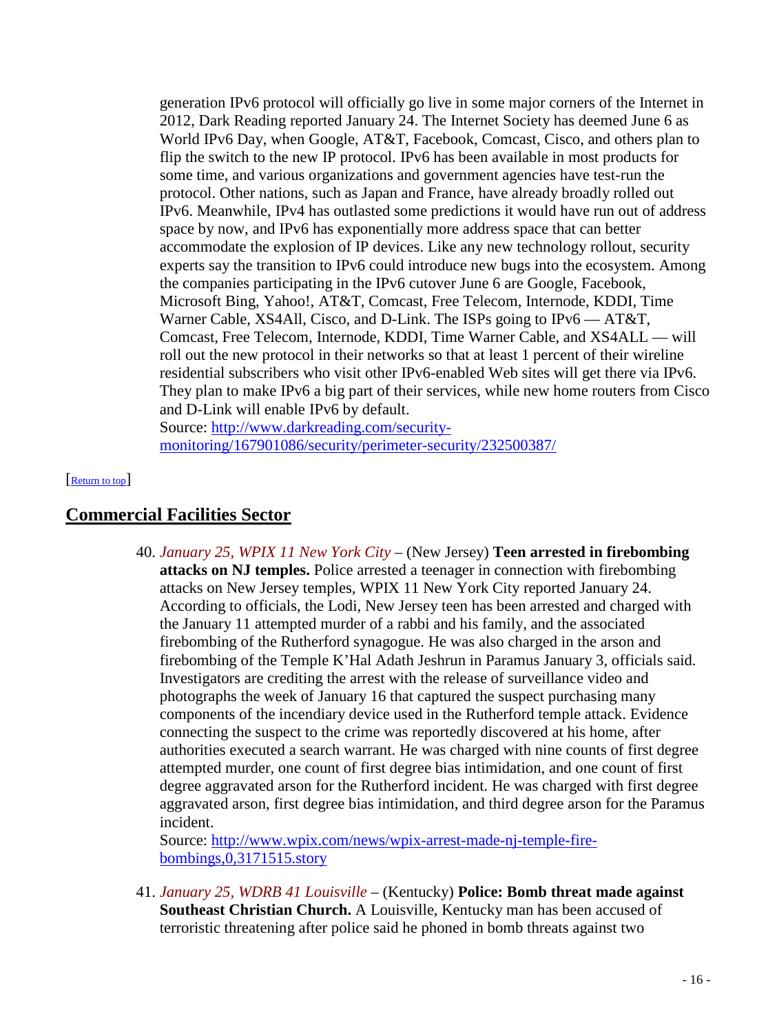generation IPv6 protocol will officially go live in some major corners of the Internet in 2012, Dark Reading reported January 24. The Internet Society has deemed June 6 as World IPv6 Day, when Google, AT&T, Facebook, Comcast, Cisco, and others plan to flip the switch to the new IP protocol. IPv6 has been available in most products for some time, and various organizations and government agencies have test-run the protocol. Other nations, such as Japan and France, have already broadly rolled out IPv6. Meanwhile, IPv4 has outlasted some predictions it would have run out of address space by now, and IPv6 has exponentially more address space that can better accommodate the explosion of IP devices. Like any new technology rollout, security experts say the transition to IPv6 could introduce new bugs into the ecosystem. Among the companies participating in the IPv6 cutover June 6 are Google, Facebook, Microsoft Bing, Yahoo!, AT&T, Comcast, Free Telecom, Internode, KDDI, Time Warner Cable, XS4All, Cisco, and D-Link. The ISPs going to IPv6 — AT&T, Comcast, Free Telecom, Internode, KDDI, Time Warner Cable, and XS4ALL — will roll out the new protocol in their networks so that at least 1 percent of their wireline residential subscribers who visit other IPv6-enabled Web sites will get there via IPv6. They plan to make IPv6 a big part of their services, while new home routers from Cisco and D-Link will enable IPv6 by default.
Source: [http://www.darkreading.com/security-monitoring/167901086/security/perimeter-security/232500387/](http://www.darkreading.com/security-monitoring/167901086/security/perimeter-security/232500387/)

[Return to top]

## Commercial Facilities Sector

40. *January 25, WPIX 11 New York City* – (New Jersey) **Teen arrested in firebombing attacks on NJ temples.** Police arrested a teenager in connection with firebombing attacks on New Jersey temples, WPIX 11 New York City reported January 24. According to officials, the Lodi, New Jersey teen has been arrested and charged with the January 11 attempted murder of a rabbi and his family, and the associated firebombing of the Rutherford synagogue. He was also charged in the arson and firebombing of the Temple K'Hal Adath Jeshrun in Paramus January 3, officials said. Investigators are crediting the arrest with the release of surveillance video and photographs the week of January 16 that captured the suspect purchasing many components of the incendiary device used in the Rutherford temple attack. Evidence connecting the suspect to the crime was reportedly discovered at his home, after authorities executed a search warrant. He was charged with nine counts of first degree attempted murder, one count of first degree bias intimidation, and one count of first degree aggravated arson for the Rutherford incident. He was charged with first degree aggravated arson, first degree bias intimidation, and third degree arson for the Paramus incident.
Source: [http://www.wpix.com/news/wpix-arrest-made-nj-temple-fire-bombings,0,3171515.story](http://www.wpix.com/news/wpix-arrest-made-nj-temple-fire-bombings,0,3171515.story)

41. *January 25, WDRB 41 Louisville* – (Kentucky) **Police: Bomb threat made against Southeast Christian Church.** A Louisville, Kentucky man has been accused of terroristic threatening after police said he phoned in bomb threats against two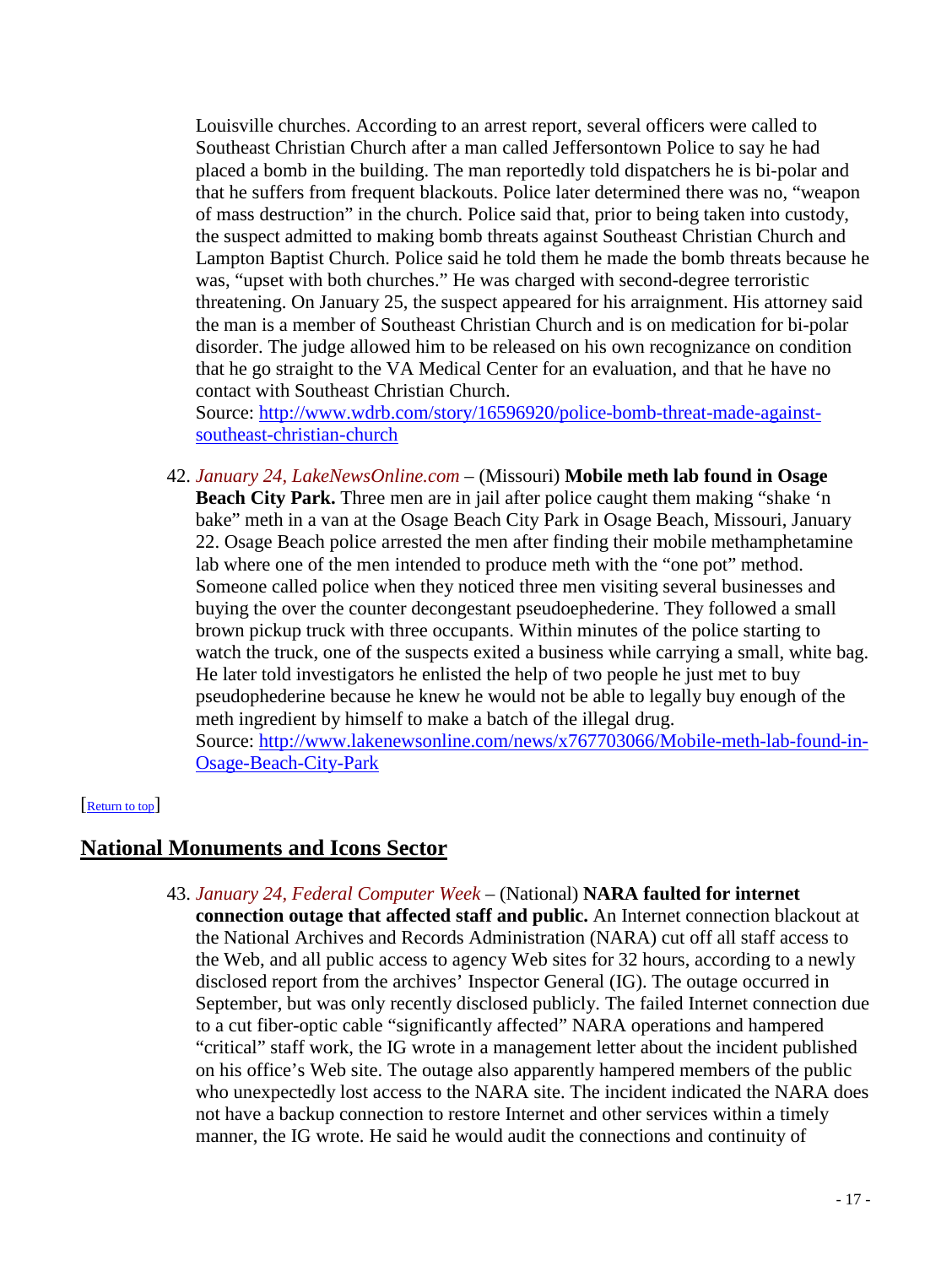Louisville churches. According to an arrest report, several officers were called to Southeast Christian Church after a man called Jeffersontown Police to say he had placed a bomb in the building. The man reportedly told dispatchers he is bi-polar and that he suffers from frequent blackouts. Police later determined there was no, "weapon of mass destruction" in the church. Police said that, prior to being taken into custody, the suspect admitted to making bomb threats against Southeast Christian Church and Lampton Baptist Church. Police said he told them he made the bomb threats because he was, "upset with both churches." He was charged with second-degree terroristic threatening. On January 25, the suspect appeared for his arraignment. His attorney said the man is a member of Southeast Christian Church and is on medication for bi-polar disorder. The judge allowed him to be released on his own recognizance on condition that he go straight to the VA Medical Center for an evaluation, and that he have no contact with Southeast Christian Church.
Source: [http://www.wdrb.com/story/16596920/police-bomb-threat-made-against-southeast-christian-church](http://www.wdrb.com/story/16596920/police-bomb-threat-made-against-southeast-christian-church)

42. *January 24, LakeNewsOnline.com* – (Missouri) **Mobile meth lab found in Osage Beach City Park.** Three men are in jail after police caught them making "shake 'n bake" meth in a van at the Osage Beach City Park in Osage Beach, Missouri, January 22. Osage Beach police arrested the men after finding their mobile methamphetamine lab where one of the men intended to produce meth with the "one pot" method. Someone called police when they noticed three men visiting several businesses and buying the over the counter decongestant pseudoephederine. They followed a small brown pickup truck with three occupants. Within minutes of the police starting to watch the truck, one of the suspects exited a business while carrying a small, white bag. He later told investigators he enlisted the help of two people he just met to buy pseudophederine because he knew he would not be able to legally buy enough of the meth ingredient by himself to make a batch of the illegal drug.
Source: [http://www.lakenewsonline.com/news/x767703066/Mobile-meth-lab-found-in-Osage-Beach-City-Park](http://www.lakenewsonline.com/news/x767703066/Mobile-meth-lab-found-in-Osage-Beach-City-Park)

[Return to top]

## National Monuments and Icons Sector

43. *January 24, Federal Computer Week* – (National) **NARA faulted for internet connection outage that affected staff and public.** An Internet connection blackout at the National Archives and Records Administration (NARA) cut off all staff access to the Web, and all public access to agency Web sites for 32 hours, according to a newly disclosed report from the archives' Inspector General (IG). The outage occurred in September, but was only recently disclosed publicly. The failed Internet connection due to a cut fiber-optic cable "significantly affected" NARA operations and hampered "critical" staff work, the IG wrote in a management letter about the incident published on his office's Web site. The outage also apparently hampered members of the public who unexpectedly lost access to the NARA site. The incident indicated the NARA does not have a backup connection to restore Internet and other services within a timely manner, the IG wrote. He said he would audit the connections and continuity of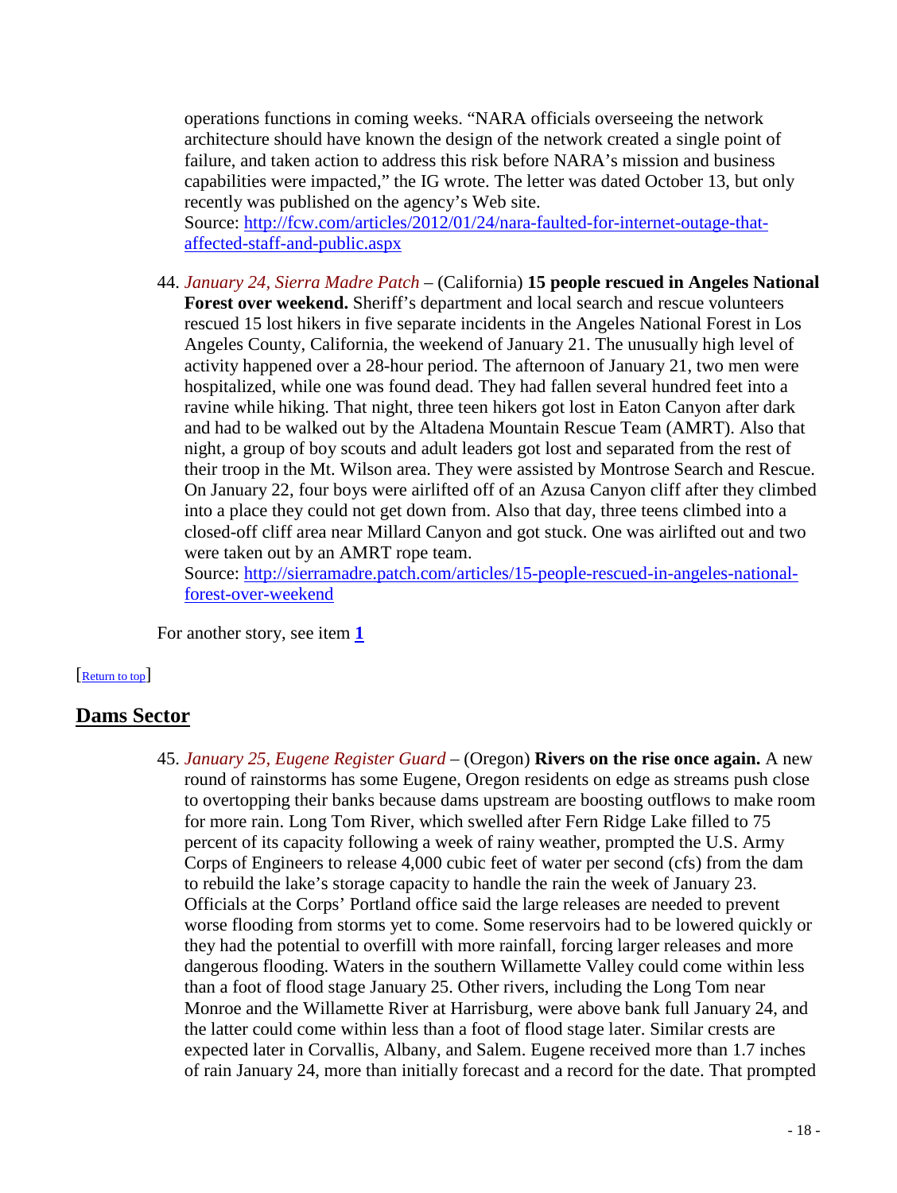operations functions in coming weeks. "NARA officials overseeing the network architecture should have known the design of the network created a single point of failure, and taken action to address this risk before NARA's mission and business capabilities were impacted," the IG wrote. The letter was dated October 13, but only recently was published on the agency's Web site.
Source: [http://fcw.com/articles/2012/01/24/nara-faulted-for-internet-outage-that-affected-staff-and-public.aspx](http://fcw.com/articles/2012/01/24/nara-faulted-for-internet-outage-that-affected-staff-and-public.aspx)

44. *January 24, Sierra Madre Patch* – (California) **15 people rescued in Angeles National Forest over weekend.** Sheriff's department and local search and rescue volunteers rescued 15 lost hikers in five separate incidents in the Angeles National Forest in Los Angeles County, California, the weekend of January 21. The unusually high level of activity happened over a 28-hour period. The afternoon of January 21, two men were hospitalized, while one was found dead. They had fallen several hundred feet into a ravine while hiking. That night, three teen hikers got lost in Eaton Canyon after dark and had to be walked out by the Altadena Mountain Rescue Team (AMRT). Also that night, a group of boy scouts and adult leaders got lost and separated from the rest of their troop in the Mt. Wilson area. They were assisted by Montrose Search and Rescue. On January 22, four boys were airlifted off of an Azusa Canyon cliff after they climbed into a place they could not get down from. Also that day, three teens climbed into a closed-off cliff area near Millard Canyon and got stuck. One was airlifted out and two were taken out by an AMRT rope team.
Source: [http://sierramadre.patch.com/articles/15-people-rescued-in-angeles-national-forest-over-weekend](http://sierramadre.patch.com/articles/15-people-rescued-in-angeles-national-forest-over-weekend)

For another story, see item **1**

[Return to top]

## Dams Sector

45. *January 25, Eugene Register Guard* – (Oregon) **Rivers on the rise once again.** A new round of rainstorms has some Eugene, Oregon residents on edge as streams push close to overtopping their banks because dams upstream are boosting outflows to make room for more rain. Long Tom River, which swelled after Fern Ridge Lake filled to 75 percent of its capacity following a week of rainy weather, prompted the U.S. Army Corps of Engineers to release 4,000 cubic feet of water per second (cfs) from the dam to rebuild the lake's storage capacity to handle the rain the week of January 23. Officials at the Corps' Portland office said the large releases are needed to prevent worse flooding from storms yet to come. Some reservoirs had to be lowered quickly or they had the potential to overfill with more rainfall, forcing larger releases and more dangerous flooding. Waters in the southern Willamette Valley could come within less than a foot of flood stage January 25. Other rivers, including the Long Tom near Monroe and the Willamette River at Harrisburg, were above bank full January 24, and the latter could come within less than a foot of flood stage later. Similar crests are expected later in Corvallis, Albany, and Salem. Eugene received more than 1.7 inches of rain January 24, more than initially forecast and a record for the date. That prompted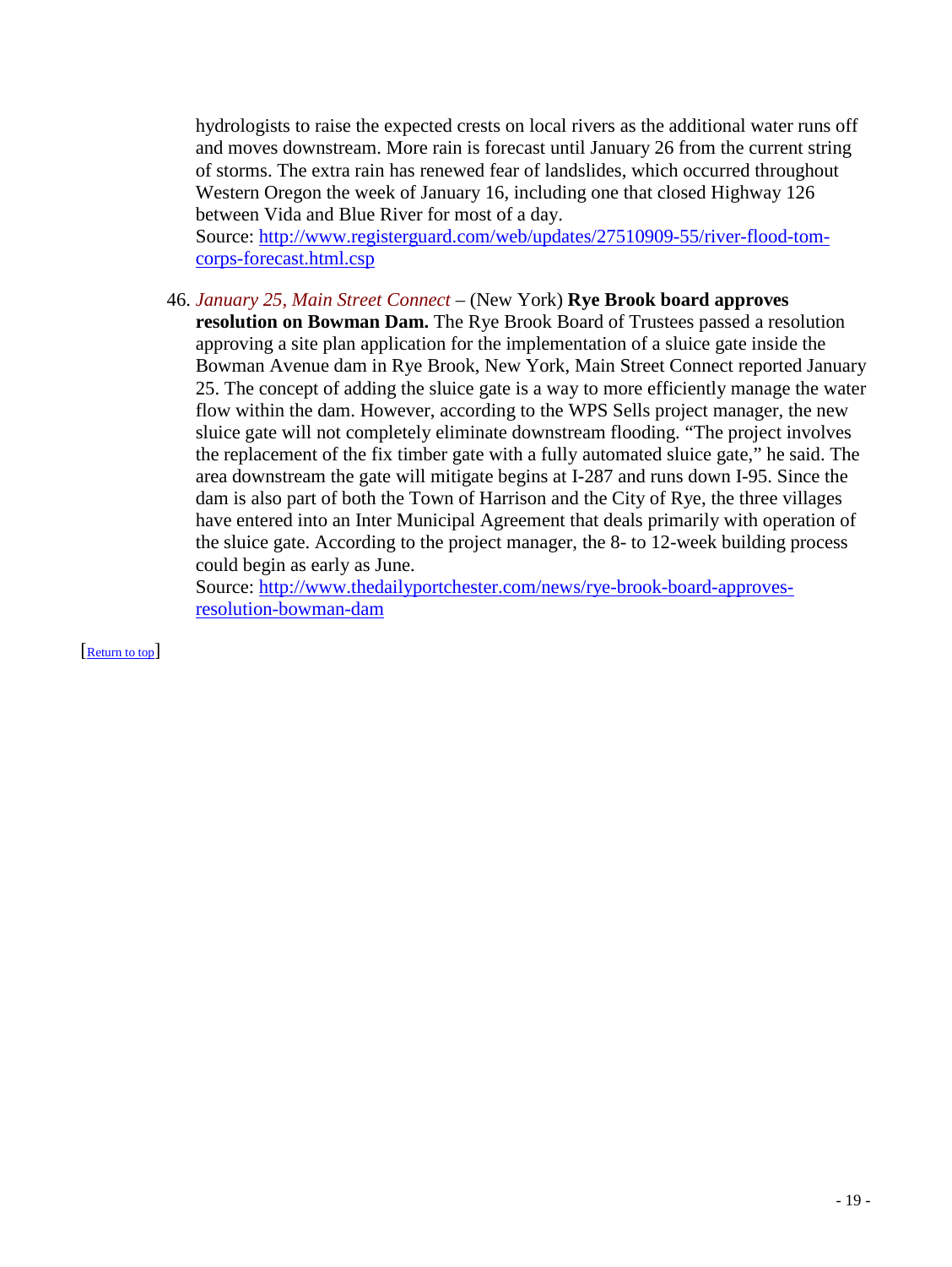hydrologists to raise the expected crests on local rivers as the additional water runs off and moves downstream. More rain is forecast until January 26 from the current string of storms. The extra rain has renewed fear of landslides, which occurred throughout Western Oregon the week of January 16, including one that closed Highway 126 between Vida and Blue River for most of a day.
Source: [http://www.registerguard.com/web/updates/27510909-55/river-flood-tom-corps-forecast.html.csp](http://www.registerguard.com/web/updates/27510909-55/river-flood-tom-corps-forecast.html.csp)

46. *January 25, Main Street Connect* – (New York) **Rye Brook board approves resolution on Bowman Dam.** The Rye Brook Board of Trustees passed a resolution approving a site plan application for the implementation of a sluice gate inside the Bowman Avenue dam in Rye Brook, New York, Main Street Connect reported January 25. The concept of adding the sluice gate is a way to more efficiently manage the water flow within the dam. However, according to the WPS Sells project manager, the new sluice gate will not completely eliminate downstream flooding. "The project involves the replacement of the fix timber gate with a fully automated sluice gate," he said. The area downstream the gate will mitigate begins at I-287 and runs down I-95. Since the dam is also part of both the Town of Harrison and the City of Rye, the three villages have entered into an Inter Municipal Agreement that deals primarily with operation of the sluice gate. According to the project manager, the 8- to 12-week building process could begin as early as June.
Source: [http://www.thedailyportchester.com/news/rye-brook-board-approves-resolution-bowman-dam](http://www.thedailyportchester.com/news/rye-brook-board-approves-resolution-bowman-dam)

[Return to top]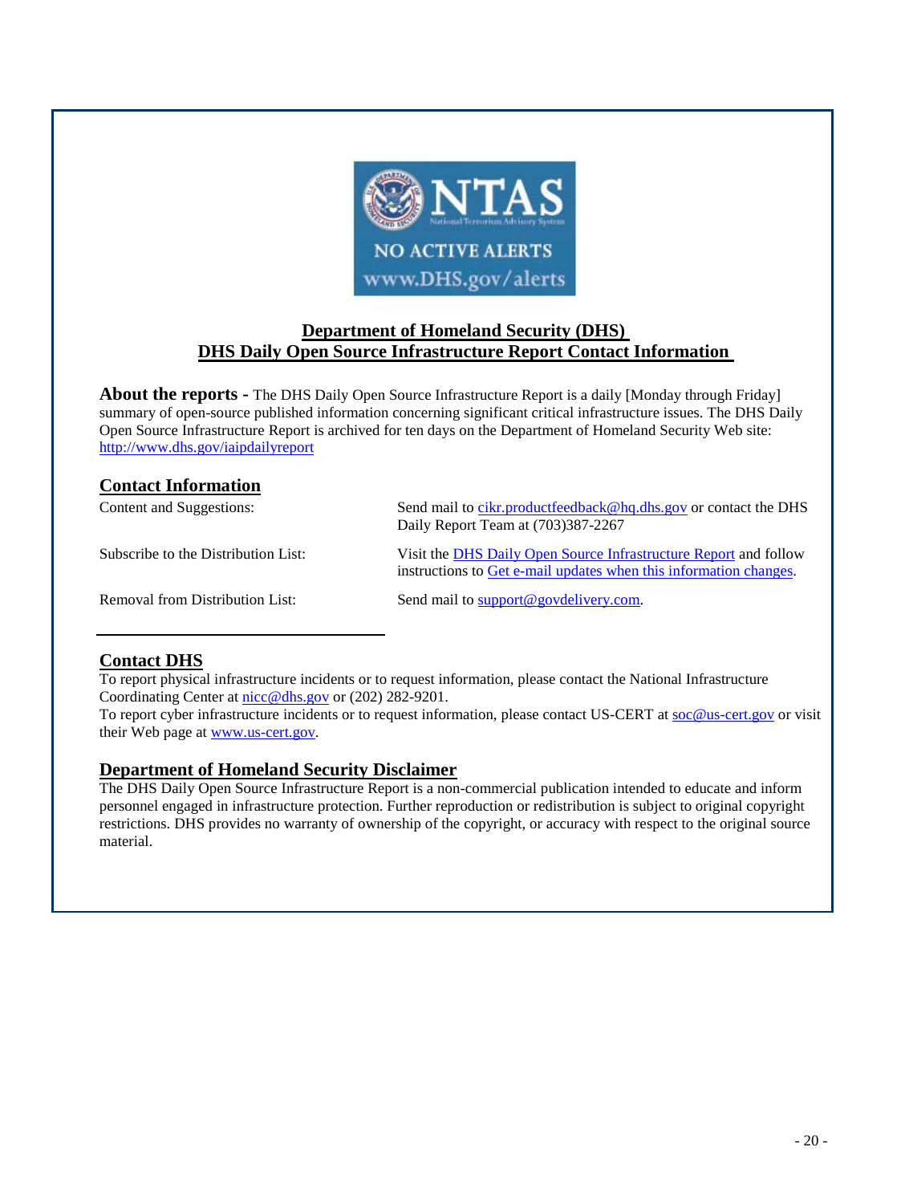NTAS
National Terrorism Advisory System
NO ACTIVE ALERTS
www.DHS.gov/alerts

## Department of Homeland Security (DHS)
## DHS Daily Open Source Infrastructure Report Contact Information

**About the reports -** The DHS Daily Open Source Infrastructure Report is a daily [Monday through Friday] summary of open-source published information concerning significant critical infrastructure issues. The DHS Daily Open Source Infrastructure Report is archived for ten days on the Department of Homeland Security Web site: http://www.dhs.gov/iaipdailyreport

### Contact Information

| | |
|---|---|
| Content and Suggestions: | Send mail to cikr.productfeedback@hq.dhs.gov or contact the DHS Daily Report Team at (703)387-2267 |
| Subscribe to the Distribution List: | Visit the DHS Daily Open Source Infrastructure Report and follow instructions to Get e-mail updates when this information changes. |
| Removal from Distribution List: | Send mail to support@govdelivery.com. |

### Contact DHS

To report physical infrastructure incidents or to request information, please contact the National Infrastructure Coordinating Center at nicc@dhs.gov or (202) 282-9201.
To report cyber infrastructure incidents or to request information, please contact US-CERT at soc@us-cert.gov or visit their Web page at www.us-cert.gov.

### Department of Homeland Security Disclaimer

The DHS Daily Open Source Infrastructure Report is a non-commercial publication intended to educate and inform personnel engaged in infrastructure protection. Further reproduction or redistribution is subject to original copyright restrictions. DHS provides no warranty of ownership of the copyright, or accuracy with respect to the original source material.